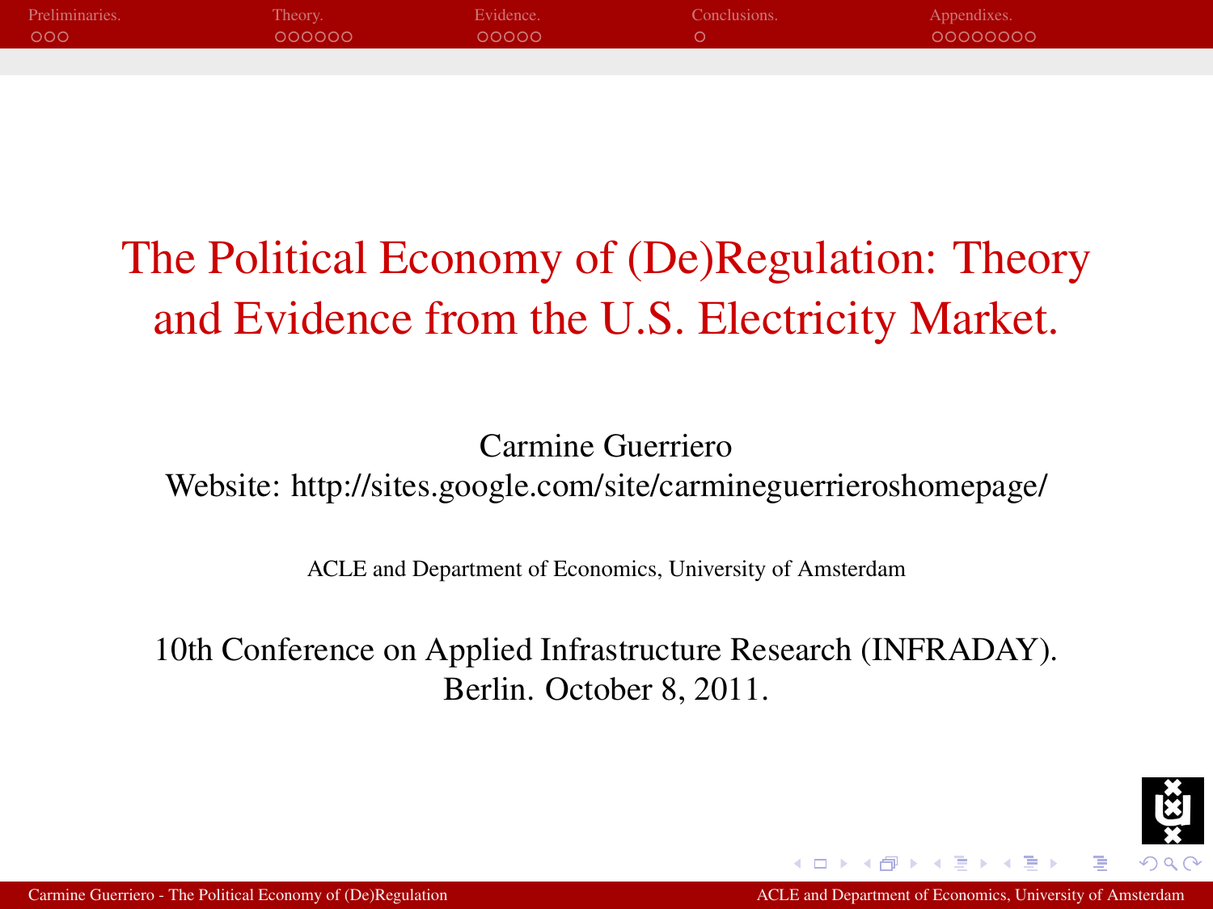# The Political Economy of (De)Regulation: Theory and Evidence from the U.S. Electricity Market.

Carmine Guerriero
Website: http://sites.google.com/site/carmineguerrieroshomepage/

ACLE and Department of Economics, University of Amsterdam

10th Conference on Applied Infrastructure Research (INFRADAY).
Berlin. October 8, 2011.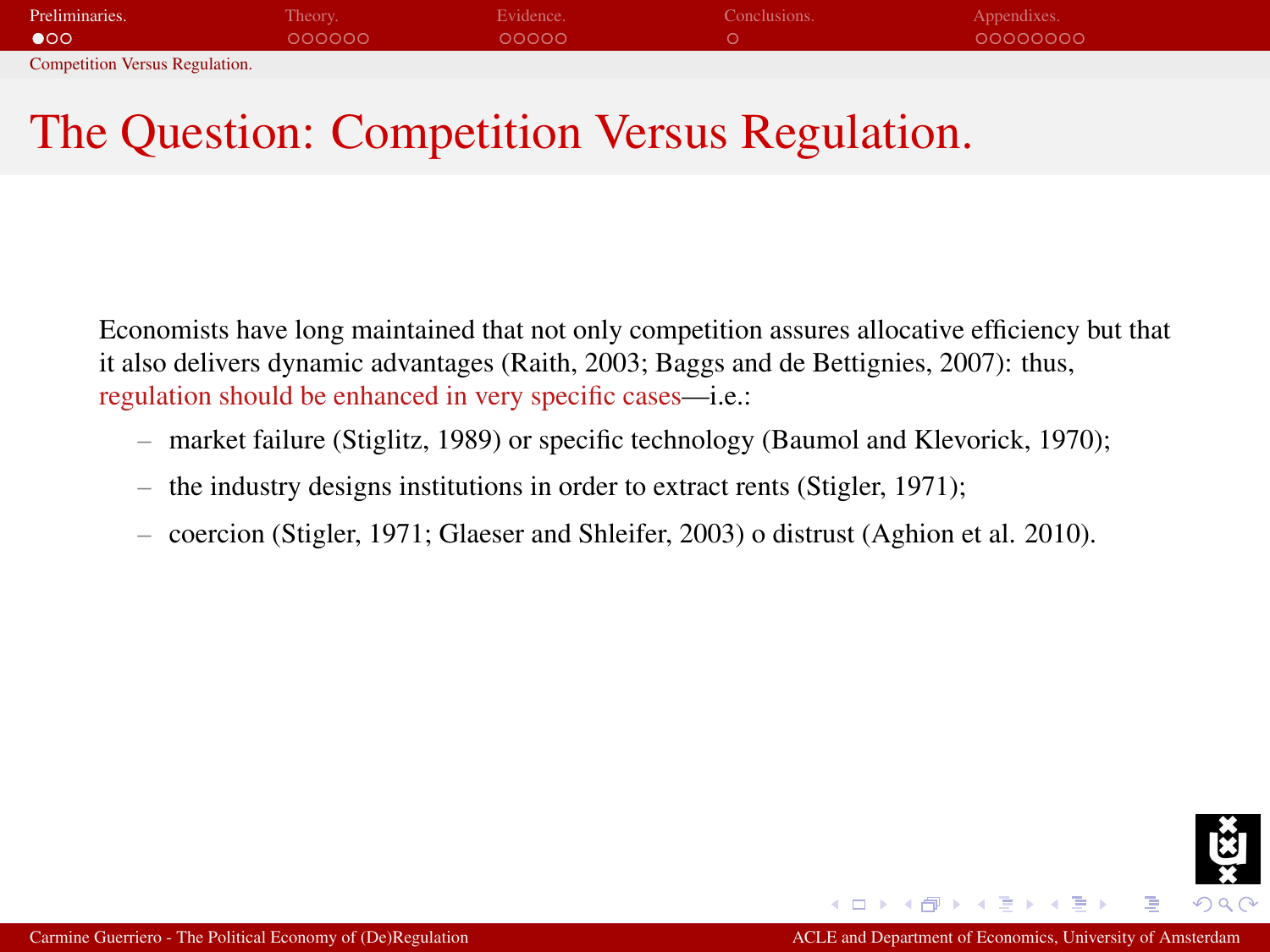# The Question: Competition Versus Regulation.

Economists have long maintained that not only competition assures allocative efficiency but that it also delivers dynamic advantages (Raith, 2003; Baggs and de Bettignies, 2007): thus, regulation should be enhanced in very specific cases—i.e.:

- market failure (Stiglitz, 1989) or specific technology (Baumol and Klevorick, 1970);
- the industry designs institutions in order to extract rents (Stigler, 1971);
- coercion (Stigler, 1971; Glaeser and Shleifer, 2003) o distrust (Aghion et al. 2010).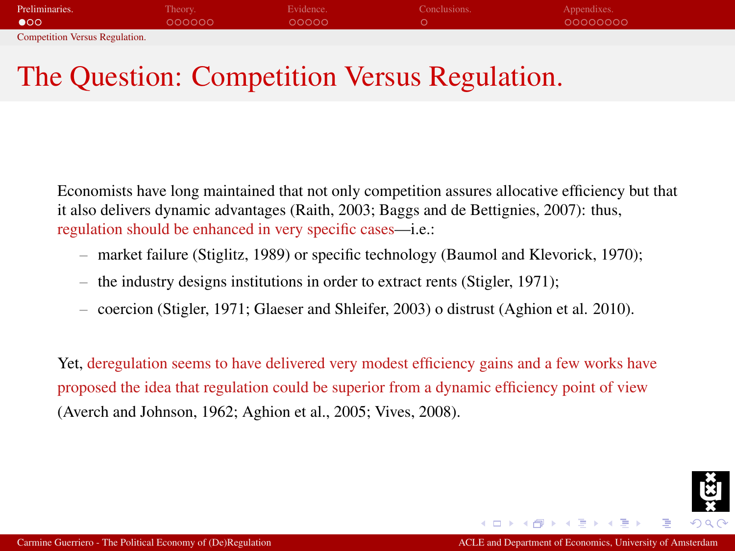# The Question: Competition Versus Regulation.

Economists have long maintained that not only competition assures allocative efficiency but that it also delivers dynamic advantages (Raith, 2003; Baggs and de Bettignies, 2007): thus, regulation should be enhanced in very specific cases—i.e.:

- market failure (Stiglitz, 1989) or specific technology (Baumol and Klevorick, 1970);
- the industry designs institutions in order to extract rents (Stigler, 1971);
- coercion (Stigler, 1971; Glaeser and Shleifer, 2003) o distrust (Aghion et al. 2010).

Yet, deregulation seems to have delivered very modest efficiency gains and a few works have proposed the idea that regulation could be superior from a dynamic efficiency point of view (Averch and Johnson, 1962; Aghion et al., 2005; Vives, 2008).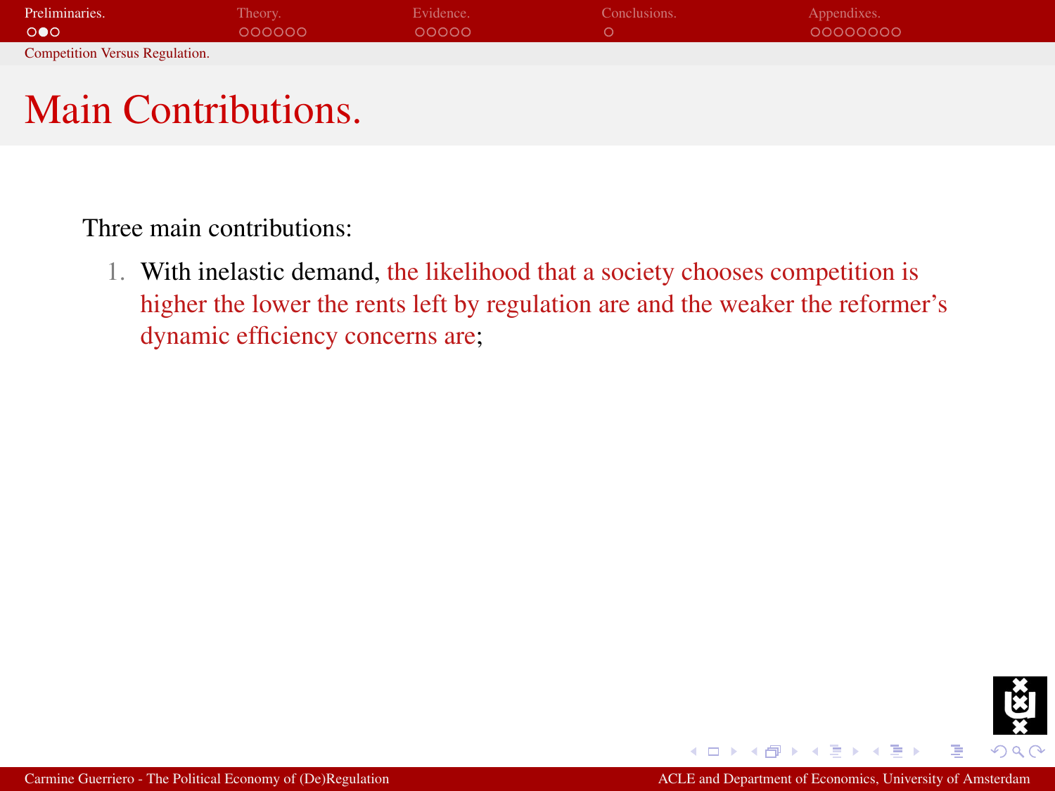# Main Contributions.

Three main contributions:

1. With inelastic demand, the likelihood that a society chooses competition is higher the lower the rents left by regulation are and the weaker the reformer's dynamic efficiency concerns are;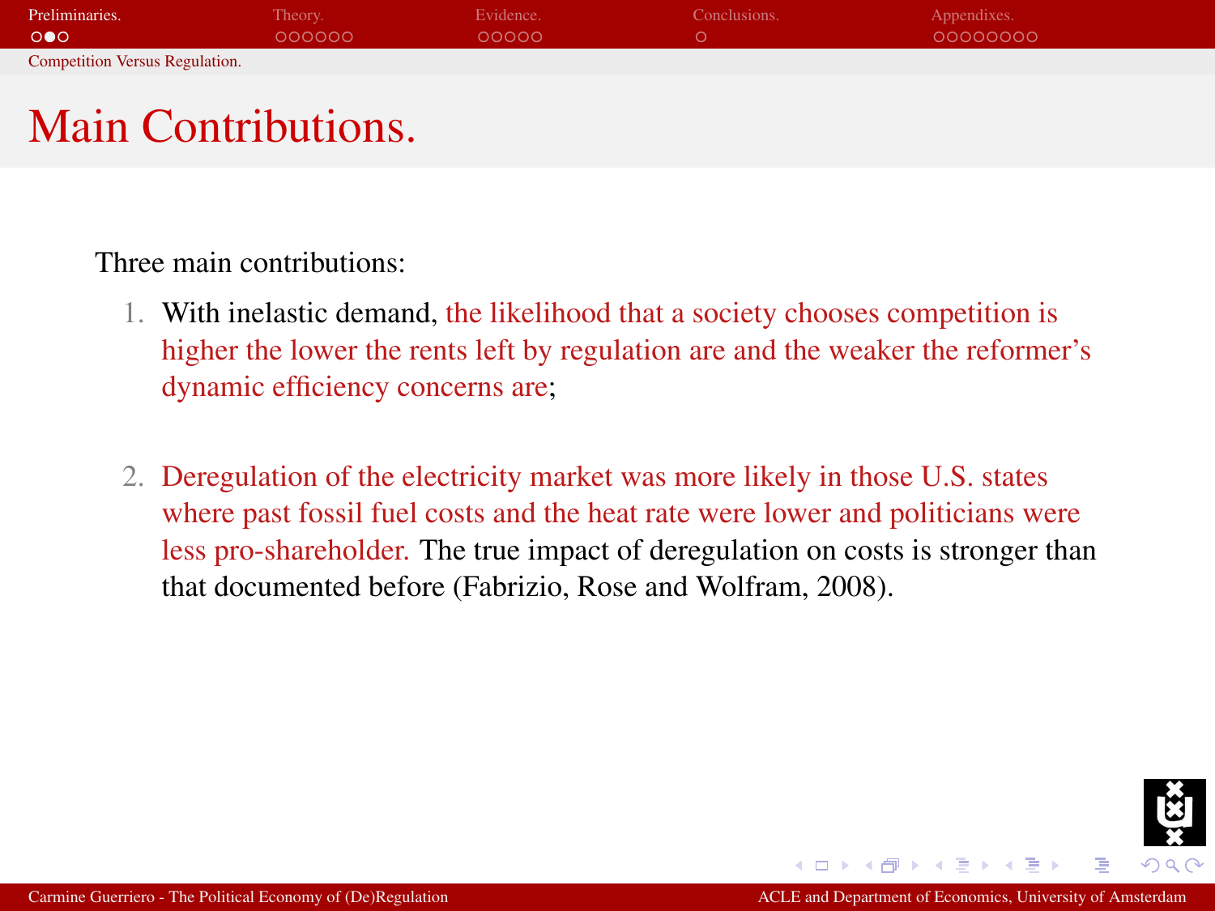# Main Contributions.

Three main contributions:

1. With inelastic demand, the likelihood that a society chooses competition is higher the lower the rents left by regulation are and the weaker the reformer's dynamic efficiency concerns are;

2. Deregulation of the electricity market was more likely in those U.S. states where past fossil fuel costs and the heat rate were lower and politicians were less pro-shareholder. The true impact of deregulation on costs is stronger than that documented before (Fabrizio, Rose and Wolfram, 2008).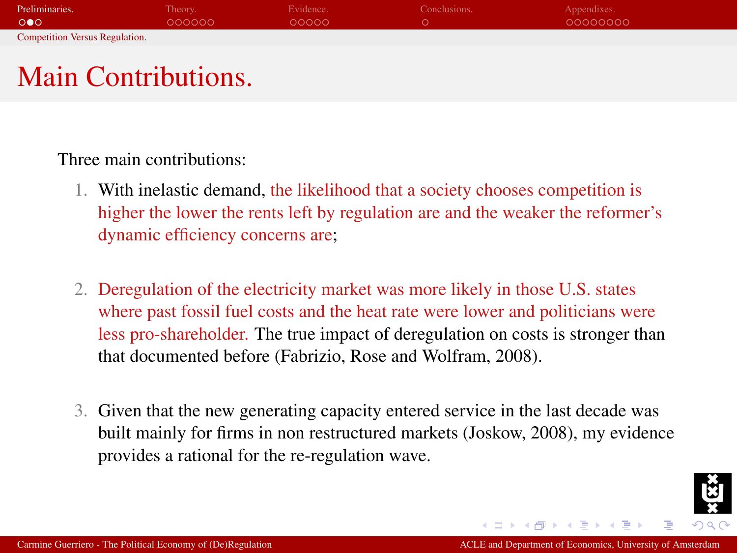# Main Contributions.

Three main contributions:

1. With inelastic demand, the likelihood that a society chooses competition is higher the lower the rents left by regulation are and the weaker the reformer's dynamic efficiency concerns are;

2. Deregulation of the electricity market was more likely in those U.S. states where past fossil fuel costs and the heat rate were lower and politicians were less pro-shareholder. The true impact of deregulation on costs is stronger than that documented before (Fabrizio, Rose and Wolfram, 2008).

3. Given that the new generating capacity entered service in the last decade was built mainly for firms in non restructured markets (Joskow, 2008), my evidence provides a rational for the re-regulation wave.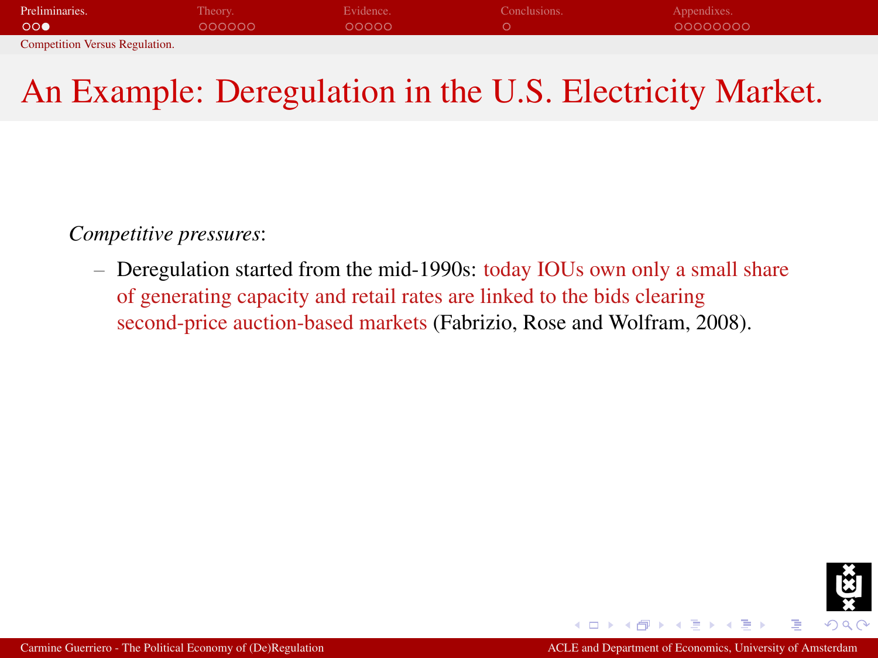# An Example: Deregulation in the U.S. Electricity Market.

*Competitive pressures*:

- Deregulation started from the mid-1990s: today IOUs own only a small share of generating capacity and retail rates are linked to the bids clearing second-price auction-based markets (Fabrizio, Rose and Wolfram, 2008).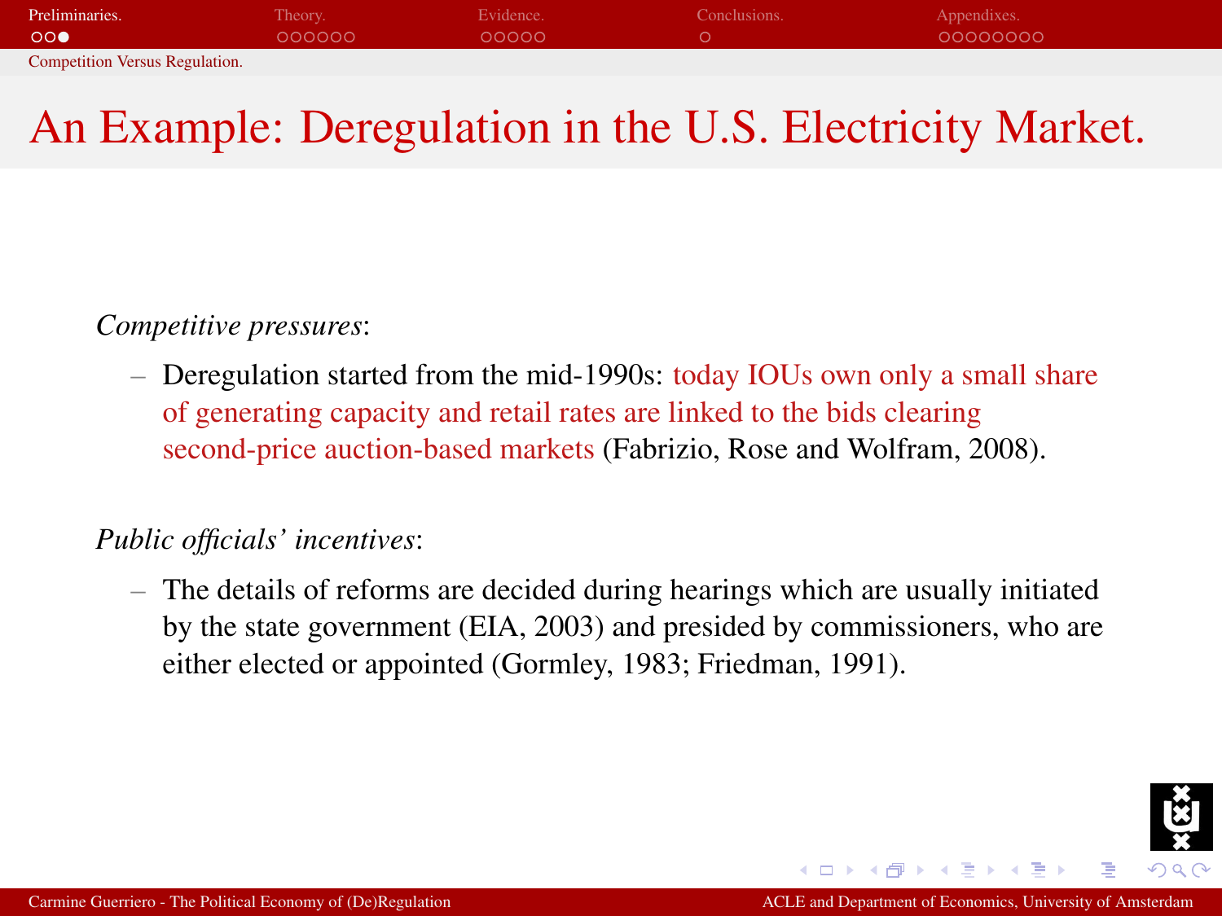# An Example: Deregulation in the U.S. Electricity Market.

*Competitive pressures*:

- Deregulation started from the mid-1990s: today IOUs own only a small share of generating capacity and retail rates are linked to the bids clearing second-price auction-based markets (Fabrizio, Rose and Wolfram, 2008).

*Public officials' incentives*:

- The details of reforms are decided during hearings which are usually initiated by the state government (EIA, 2003) and presided by commissioners, who are either elected or appointed (Gormley, 1983; Friedman, 1991).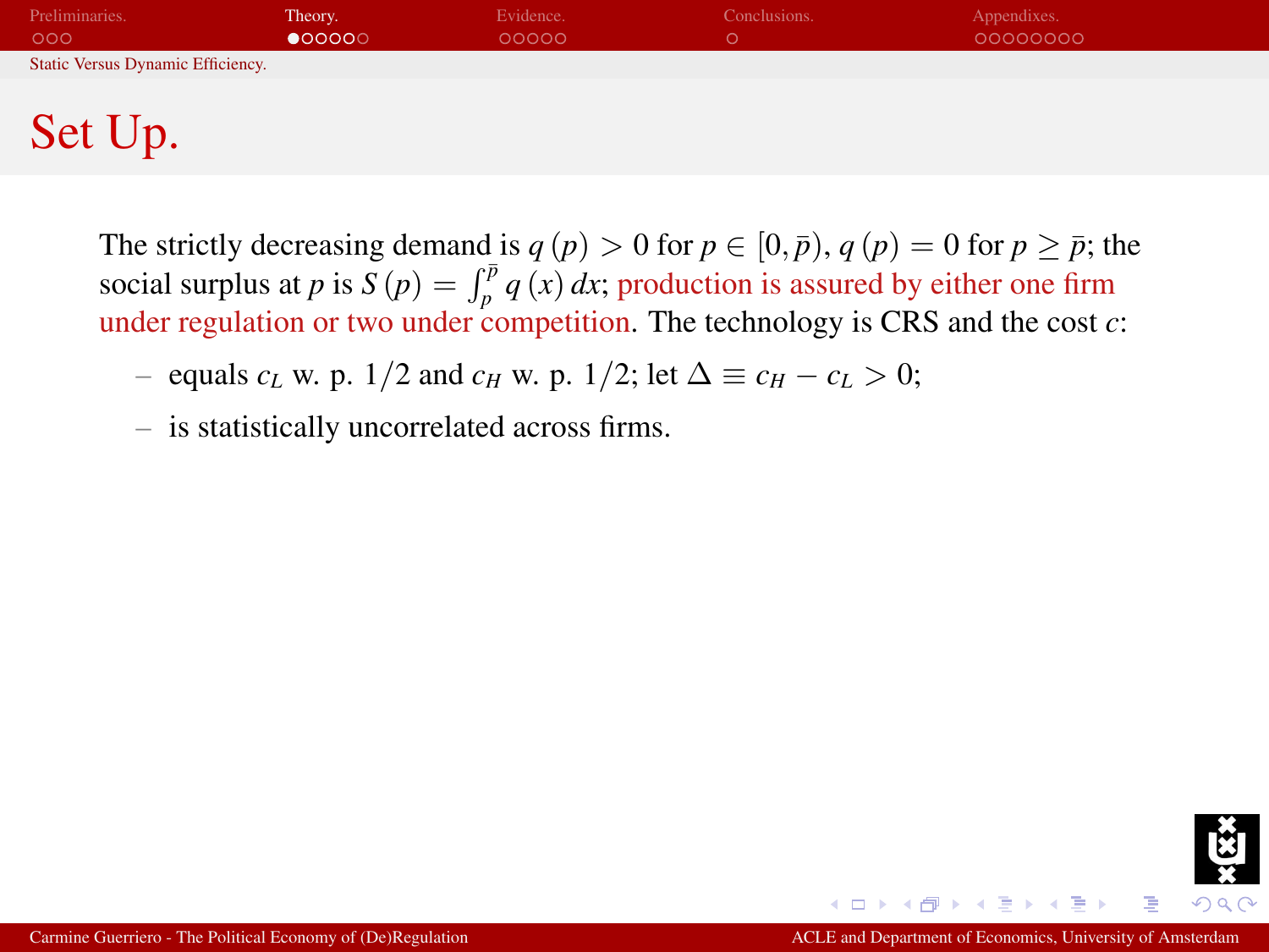# Set Up.

The strictly decreasing demand is $q(p) > 0$ for $p \in [0, \bar{p})$, $q(p) = 0$ for $p \geq \bar{p}$; the social surplus at $p$ is $S(p) = \int_p^{\bar{p}} q(x)\, dx$; production is assured by either one firm under regulation or two under competition. The technology is CRS and the cost $c$:

- equals $c_L$ w. p. $1/2$ and $c_H$ w. p. $1/2$; let $\Delta \equiv c_H - c_L > 0$;
- is statistically uncorrelated across firms.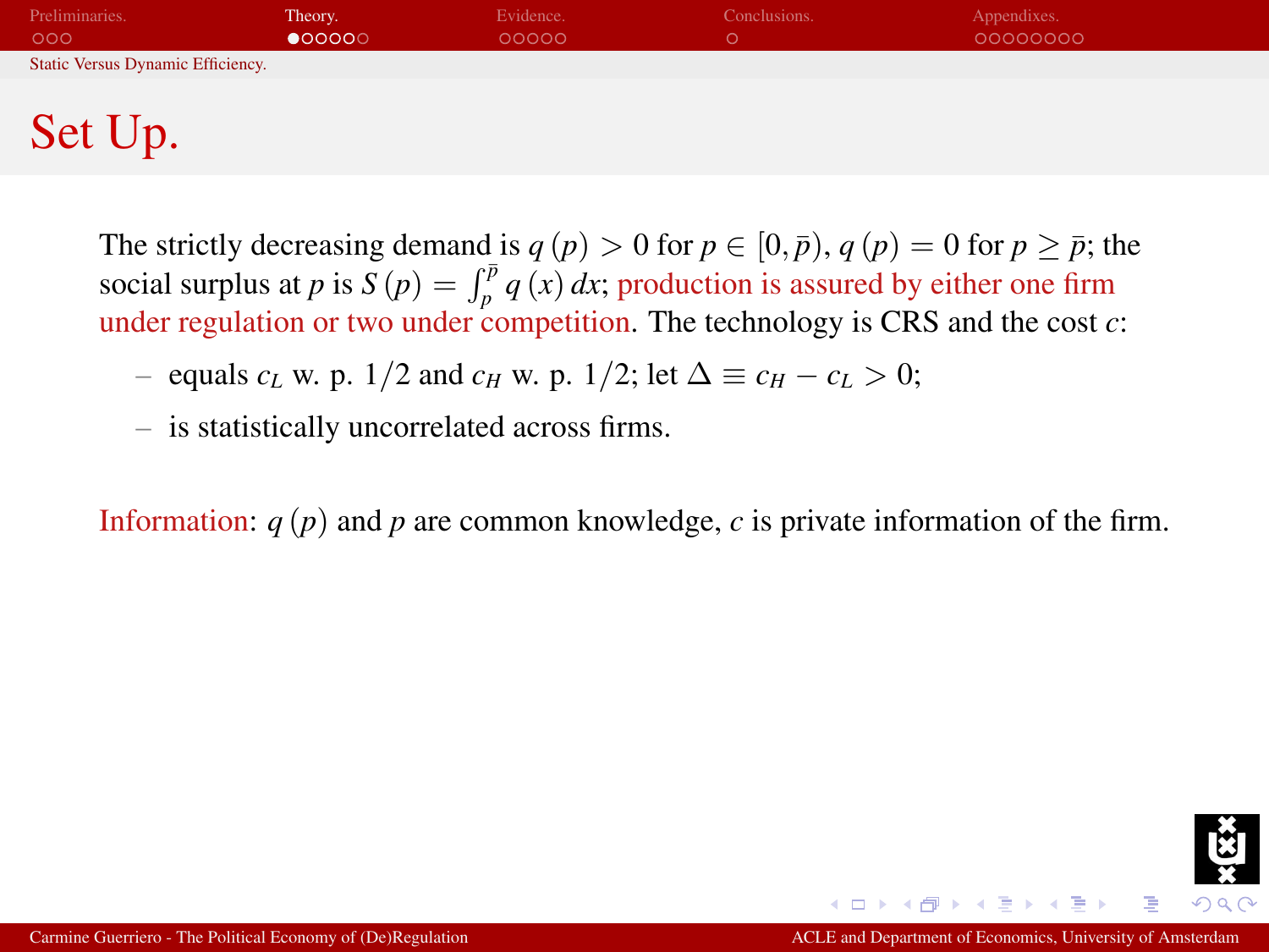# Set Up.

The strictly decreasing demand is $q(p) > 0$ for $p \in [0, \bar{p})$, $q(p) = 0$ for $p \geq \bar{p}$; the social surplus at $p$ is $S(p) = \int_p^{\bar{p}} q(x)\, dx$; production is assured by either one firm under regulation or two under competition. The technology is CRS and the cost $c$:

- equals $c_L$ w. p. $1/2$ and $c_H$ w. p. $1/2$; let $\Delta \equiv c_H - c_L > 0$;
- is statistically uncorrelated across firms.

Information: $q(p)$ and $p$ are common knowledge, $c$ is private information of the firm.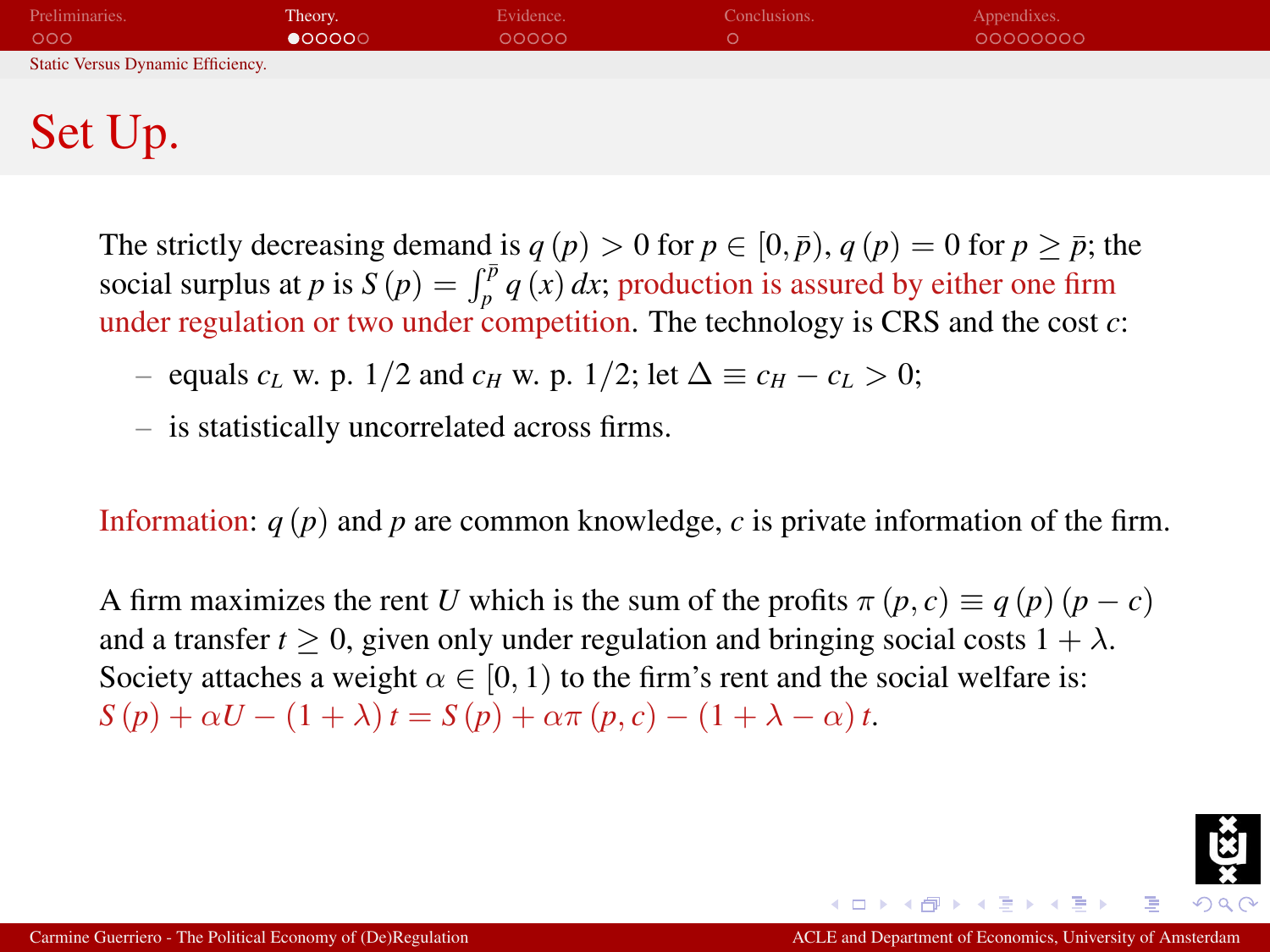# Set Up.

The strictly decreasing demand is $q(p) > 0$ for $p \in [0, \bar{p})$, $q(p) = 0$ for $p \geq \bar{p}$; the social surplus at $p$ is $S(p) = \int_p^{\bar{p}} q(x)\, dx$; production is assured by either one firm under regulation or two under competition. The technology is CRS and the cost $c$:

- equals $c_L$ w. p. $1/2$ and $c_H$ w. p. $1/2$; let $\Delta \equiv c_H - c_L > 0$;
- is statistically uncorrelated across firms.

Information: $q(p)$ and $p$ are common knowledge, $c$ is private information of the firm.

A firm maximizes the rent $U$ which is the sum of the profits $\pi(p, c) \equiv q(p)(p - c)$ and a transfer $t \geq 0$, given only under regulation and bringing social costs $1 + \lambda$. Society attaches a weight $\alpha \in [0, 1)$ to the firm's rent and the social welfare is:
$S(p) + \alpha U - (1 + \lambda)t = S(p) + \alpha\pi(p, c) - (1 + \lambda - \alpha)t$.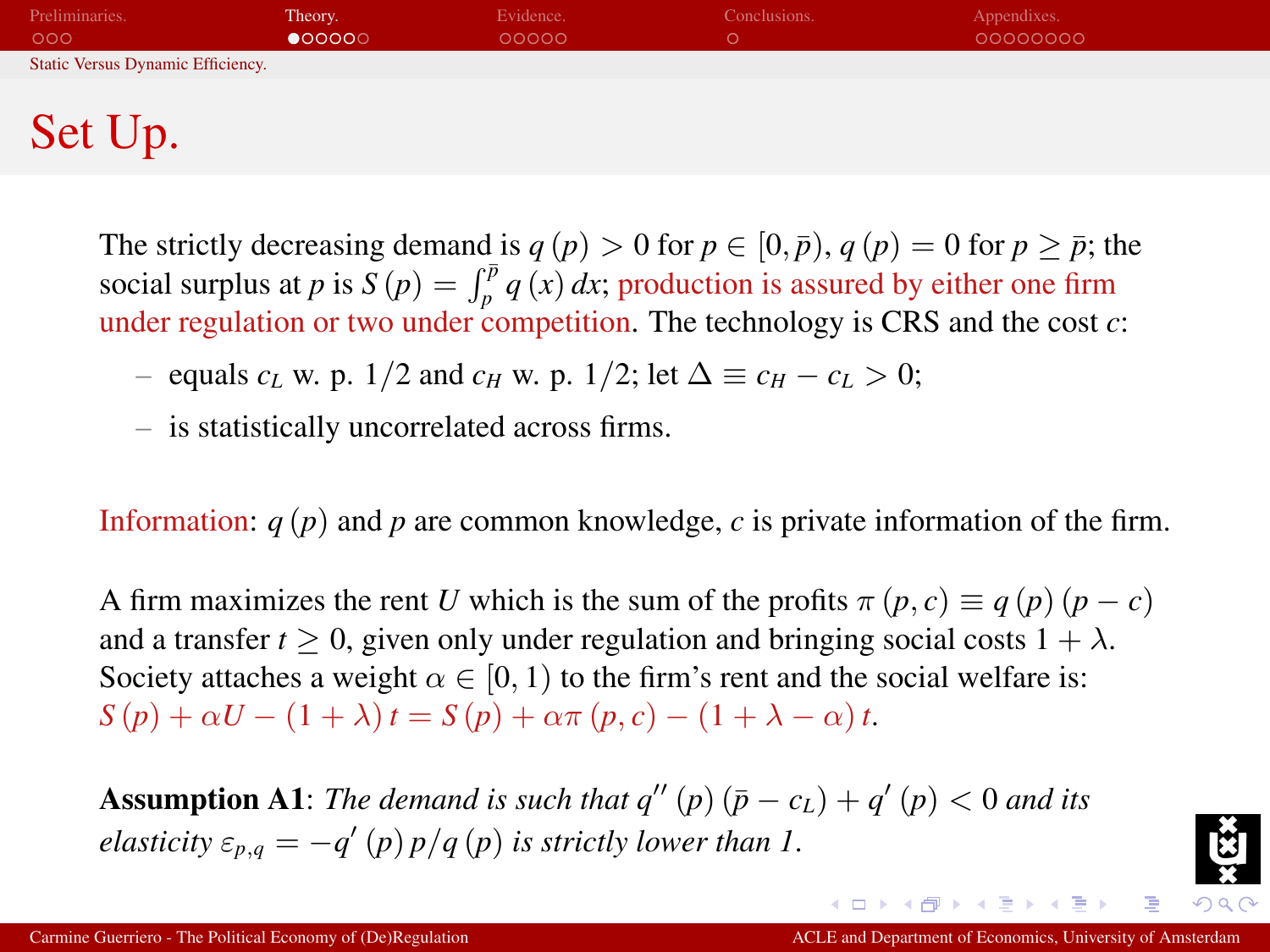## Set Up.

The strictly decreasing demand is $q(p) > 0$ for $p \in [0, \bar{p})$, $q(p) = 0$ for $p \geq \bar{p}$; the social surplus at $p$ is $S(p) = \int_p^{\bar{p}} q(x)\, dx$; production is assured by either one firm under regulation or two under competition. The technology is CRS and the cost $c$:

- equals $c_L$ w. p. $1/2$ and $c_H$ w. p. $1/2$; let $\Delta \equiv c_H - c_L > 0$;
- is statistically uncorrelated across firms.

Information: $q(p)$ and $p$ are common knowledge, $c$ is private information of the firm.

A firm maximizes the rent $U$ which is the sum of the profits $\pi(p, c) \equiv q(p)(p - c)$ and a transfer $t \geq 0$, given only under regulation and bringing social costs $1 + \lambda$. Society attaches a weight $\alpha \in [0, 1)$ to the firm's rent and the social welfare is: $S(p) + \alpha U - (1 + \lambda)t = S(p) + \alpha\pi(p, c) - (1 + \lambda - \alpha)t$.

**Assumption A1**: *The demand is such that $q''(p)(\bar{p} - c_L) + q'(p) < 0$ and its elasticity $\varepsilon_{p,q} = -q'(p)p/q(p)$ is strictly lower than 1.*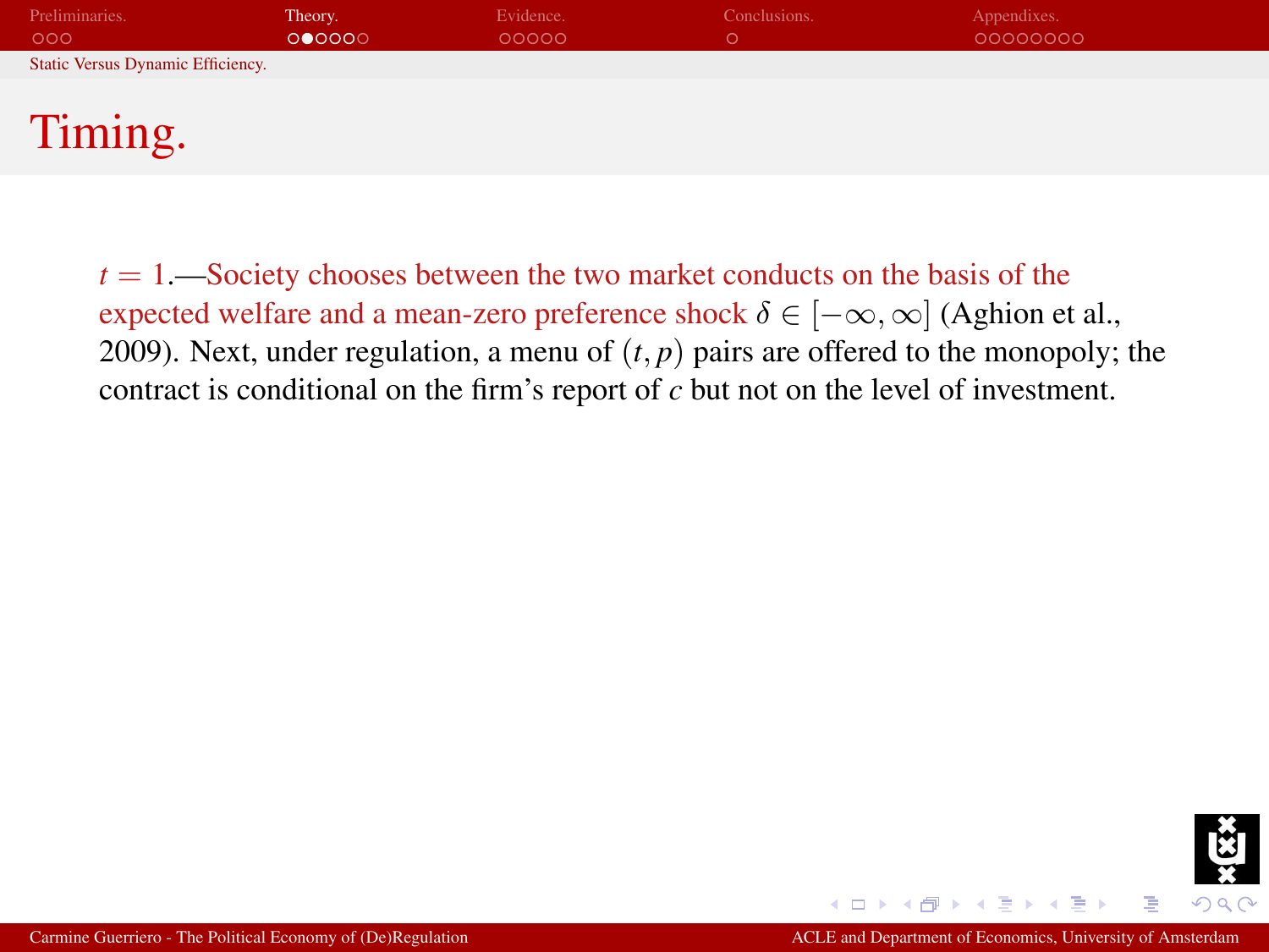# Timing.

$t = 1$.—Society chooses between the two market conducts on the basis of the expected welfare and a mean-zero preference shock $\delta \in [-\infty, \infty]$ (Aghion et al., 2009). Next, under regulation, a menu of $(t, p)$ pairs are offered to the monopoly; the contract is conditional on the firm's report of $c$ but not on the level of investment.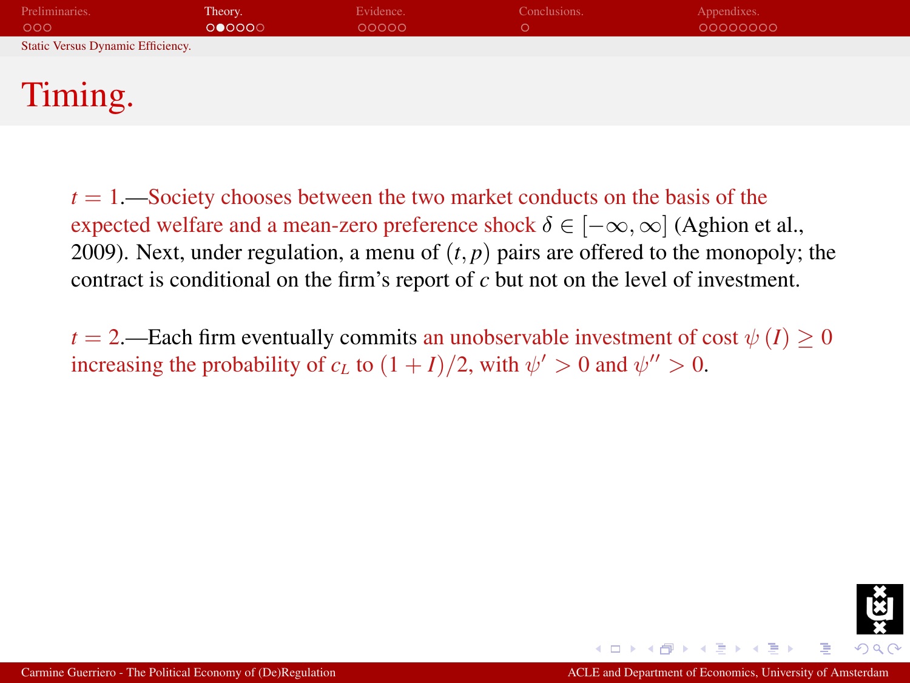# Timing.

$t = 1$.—Society chooses between the two market conducts on the basis of the expected welfare and a mean-zero preference shock $\delta \in [-\infty, \infty]$ (Aghion et al., 2009). Next, under regulation, a menu of $(t, p)$ pairs are offered to the monopoly; the contract is conditional on the firm's report of $c$ but not on the level of investment.

$t = 2$.—Each firm eventually commits an unobservable investment of cost $\psi(I) \geq 0$ increasing the probability of $c_L$ to $(1 + I)/2$, with $\psi' > 0$ and $\psi'' > 0$.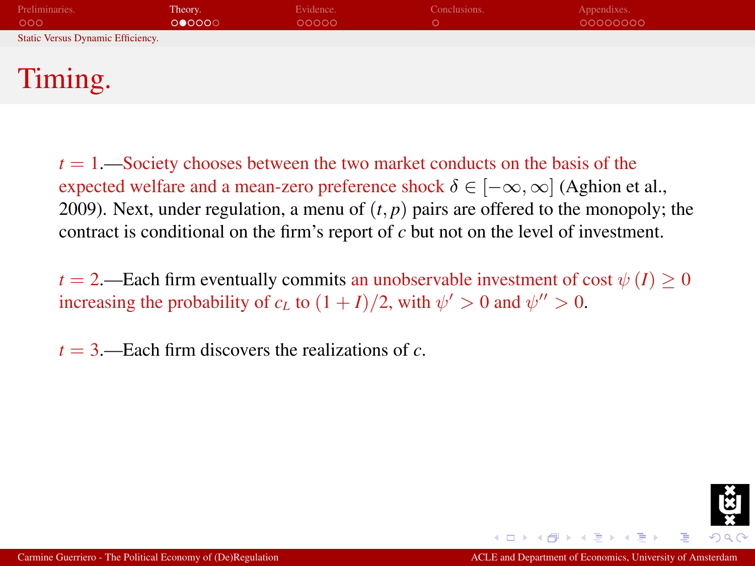# Timing.

$t = 1$.—Society chooses between the two market conducts on the basis of the expected welfare and a mean-zero preference shock $\delta \in [-\infty, \infty]$ (Aghion et al., 2009). Next, under regulation, a menu of $(t, p)$ pairs are offered to the monopoly; the contract is conditional on the firm's report of $c$ but not on the level of investment.

$t = 2$.—Each firm eventually commits an unobservable investment of cost $\psi(I) \geq 0$ increasing the probability of $c_L$ to $(1 + I)/2$, with $\psi' > 0$ and $\psi'' > 0$.

$t = 3$.—Each firm discovers the realizations of $c$.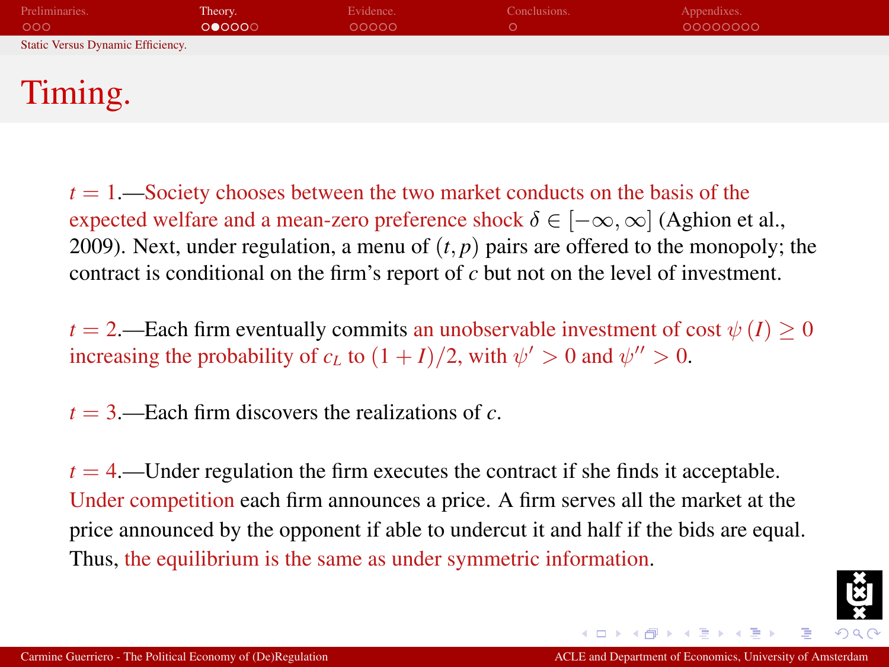# Timing.

$t = 1$.—Society chooses between the two market conducts on the basis of the expected welfare and a mean-zero preference shock $\delta \in [-\infty, \infty]$ (Aghion et al., 2009). Next, under regulation, a menu of $(t, p)$ pairs are offered to the monopoly; the contract is conditional on the firm's report of $c$ but not on the level of investment.

$t = 2$.—Each firm eventually commits an unobservable investment of cost $\psi(I) \geq 0$ increasing the probability of $c_L$ to $(1 + I)/2$, with $\psi' > 0$ and $\psi'' > 0$.

$t = 3$.—Each firm discovers the realizations of $c$.

$t = 4$.—Under regulation the firm executes the contract if she finds it acceptable. Under competition each firm announces a price. A firm serves all the market at the price announced by the opponent if able to undercut it and half if the bids are equal. Thus, the equilibrium is the same as under symmetric information.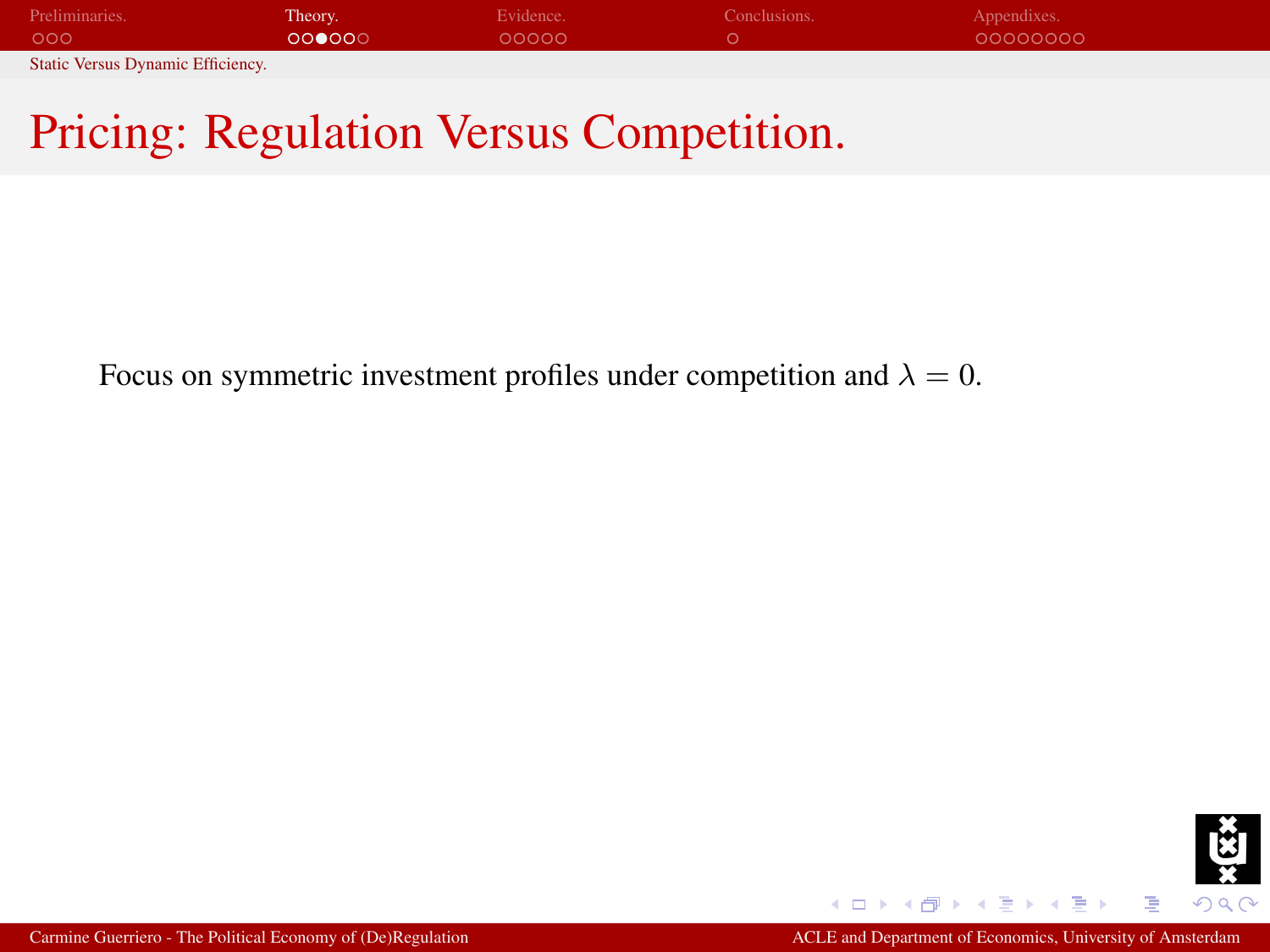# Pricing: Regulation Versus Competition.

Focus on symmetric investment profiles under competition and $\lambda = 0$.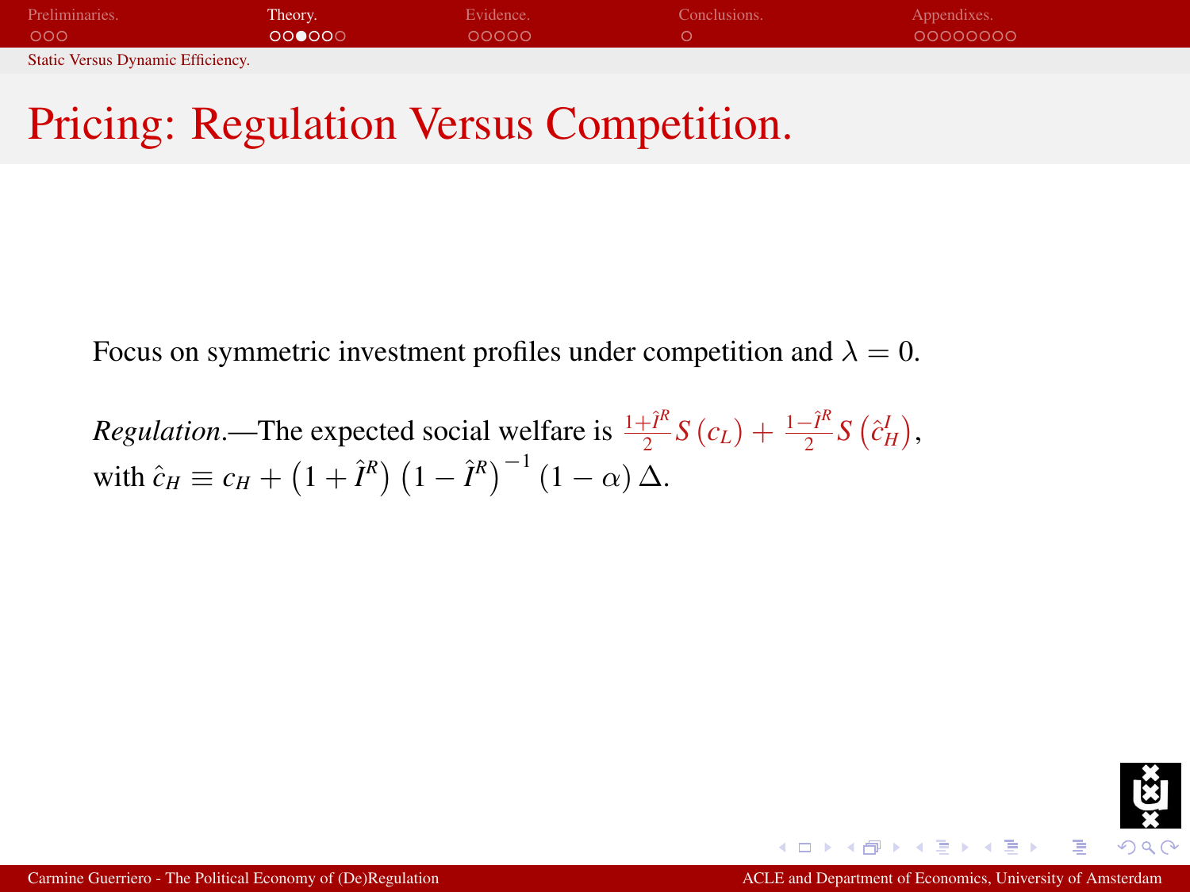# Pricing: Regulation Versus Competition.

Focus on symmetric investment profiles under competition and $\lambda = 0$.

*Regulation*.—The expected social welfare is $\frac{1+\hat{I}^R}{2} S(c_L) + \frac{1-\hat{I}^R}{2} S\left(\hat{c}_H^I\right)$, with $\hat{c}_H \equiv c_H + \left(1+\hat{I}^R\right)\left(1-\hat{I}^R\right)^{-1}(1-\alpha)\,\Delta$.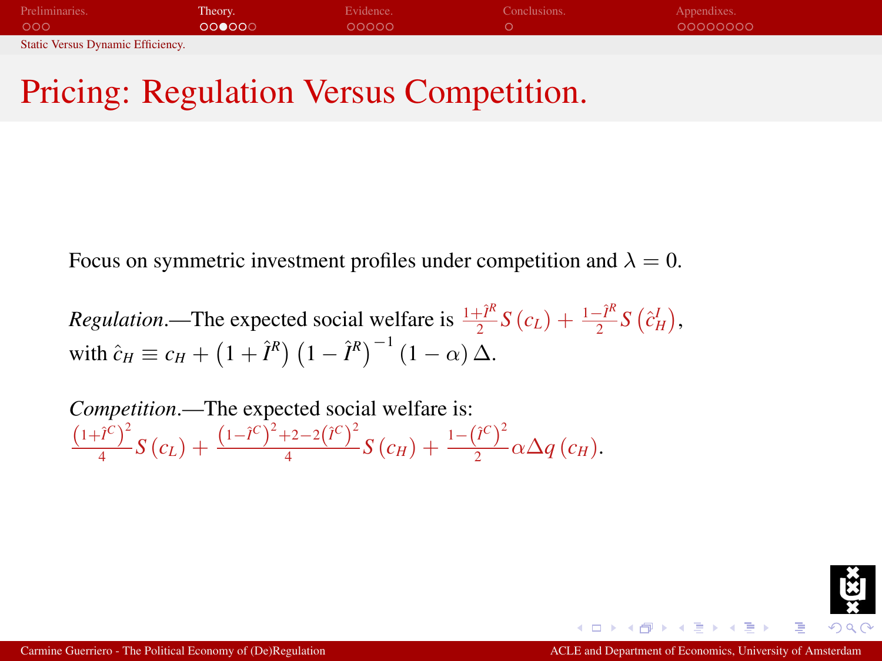# Pricing: Regulation Versus Competition.

Focus on symmetric investment profiles under competition and $\lambda = 0$.

*Regulation*.—The expected social welfare is $\frac{1+\hat{I}^R}{2} S(c_L) + \frac{1-\hat{I}^R}{2} S(\hat{c}_H^I)$, with $\hat{c}_H \equiv c_H + (1+\hat{I}^R)(1-\hat{I}^R)^{-1}(1-\alpha)\Delta$.

*Competition*.—The expected social welfare is:
$\frac{(1+\hat{I}^C)^2}{4} S(c_L) + \frac{(1-\hat{I}^C)^2+2-2(\hat{I}^C)^2}{4} S(c_H) + \frac{1-(\hat{I}^C)^2}{2} \alpha\Delta q(c_H)$.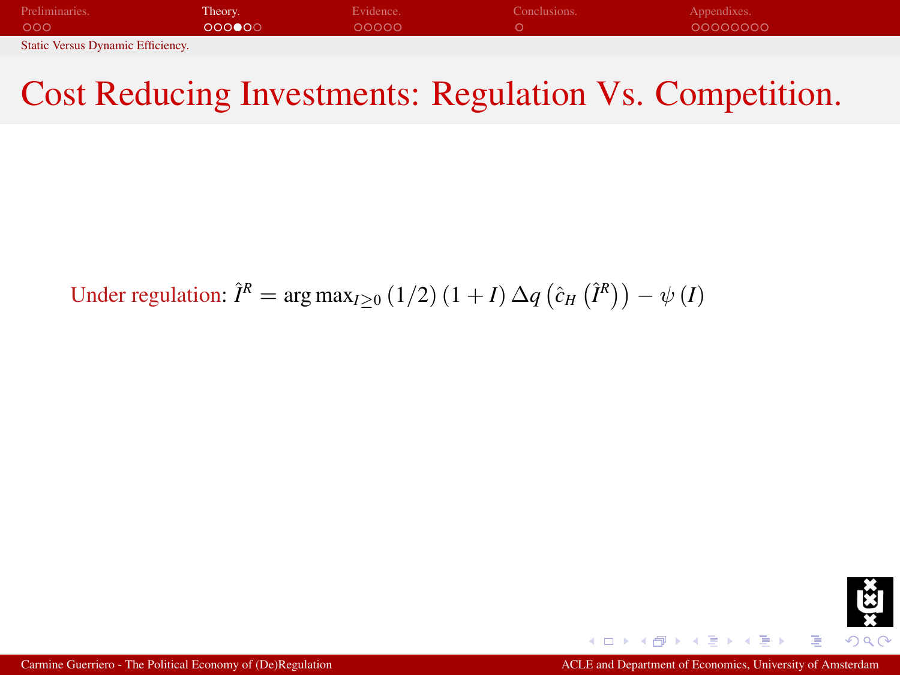# Cost Reducing Investments: Regulation Vs. Competition.

Under regulation: $\hat{I}^R = \arg\max_{I \geq 0} (1/2)(1+I)\Delta q\left(\hat{c}_H\left(\hat{I}^R\right)\right) - \psi(I)$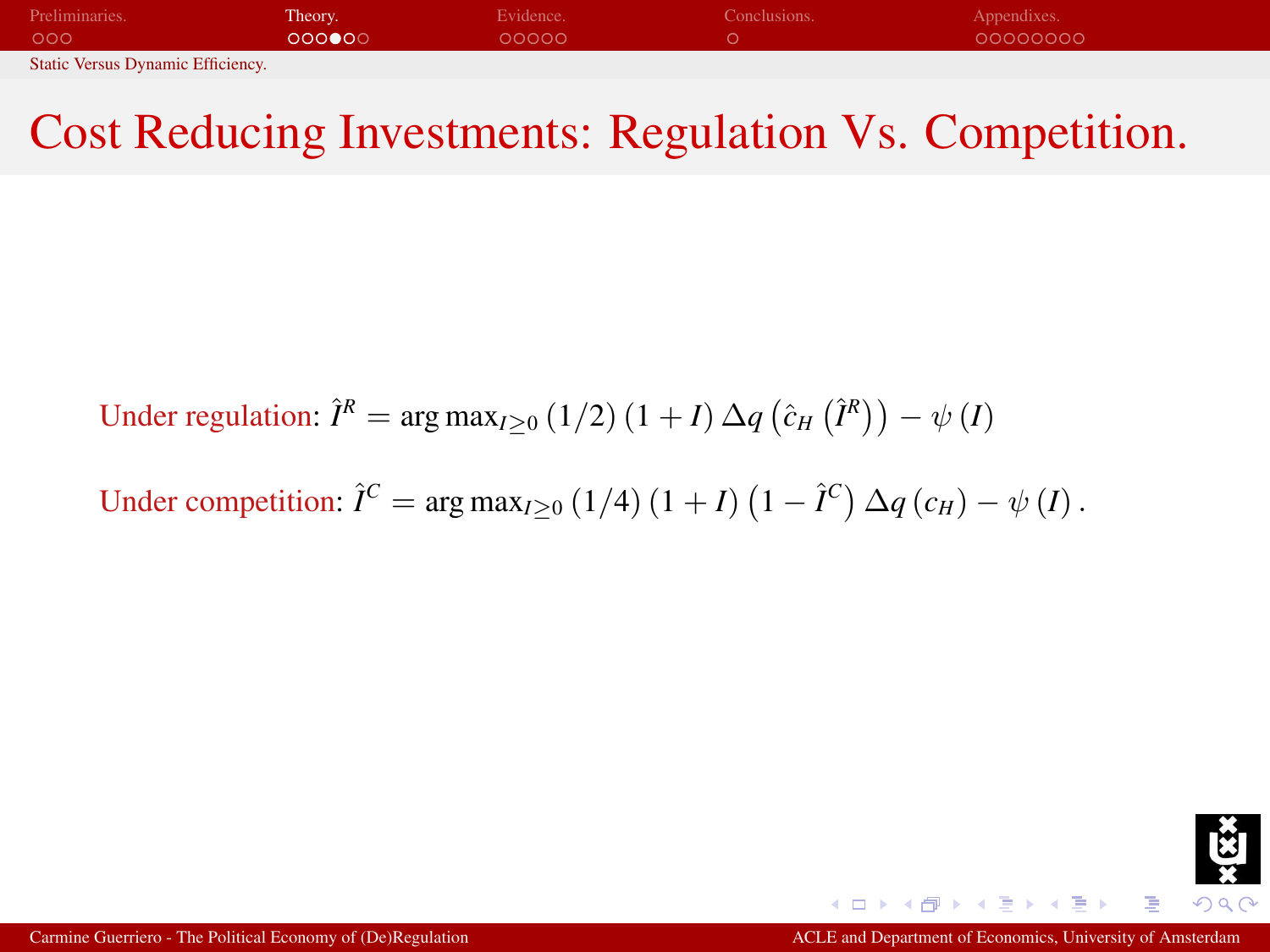# Cost Reducing Investments: Regulation Vs. Competition.

Under regulation: $\hat{I}^R = \arg\max_{I \geq 0} (1/2)(1+I)\,\Delta q\left(\hat{c}_H\left(\hat{I}^R\right)\right) - \psi(I)$

Under competition: $\hat{I}^C = \arg\max_{I \geq 0} (1/4)(1+I)\left(1 - \hat{I}^C\right)\Delta q(c_H) - \psi(I)$.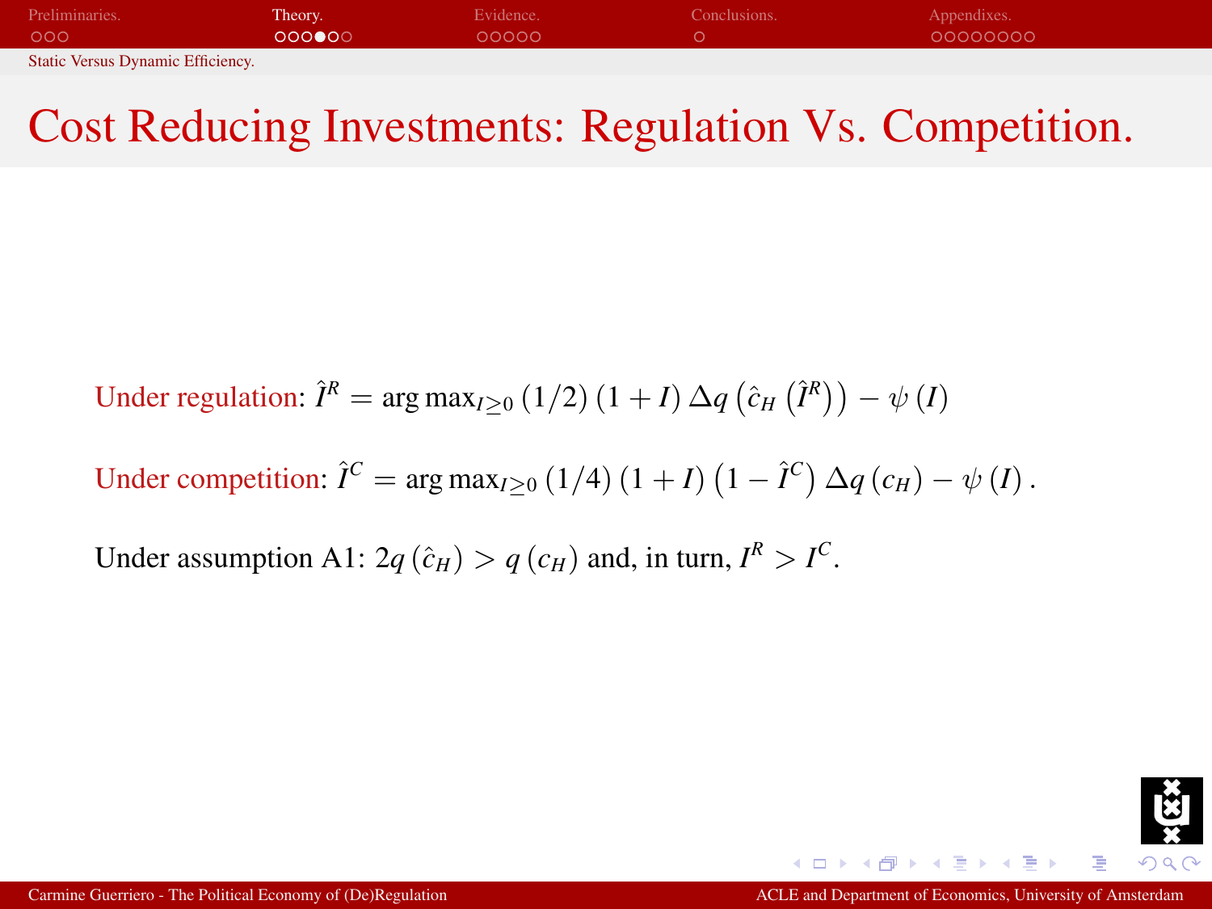# Cost Reducing Investments: Regulation Vs. Competition.

Under regulation: $\hat{I}^R = \arg\max_{I \geq 0} (1/2)(1+I)\Delta q\left(\hat{c}_H\left(\hat{I}^R\right)\right) - \psi(I)$

Under competition: $\hat{I}^C = \arg\max_{I \geq 0} (1/4)(1+I)\left(1-\hat{I}^C\right)\Delta q(c_H) - \psi(I)$.

Under assumption A1: $2q(\hat{c}_H) > q(c_H)$ and, in turn, $I^R > I^C$.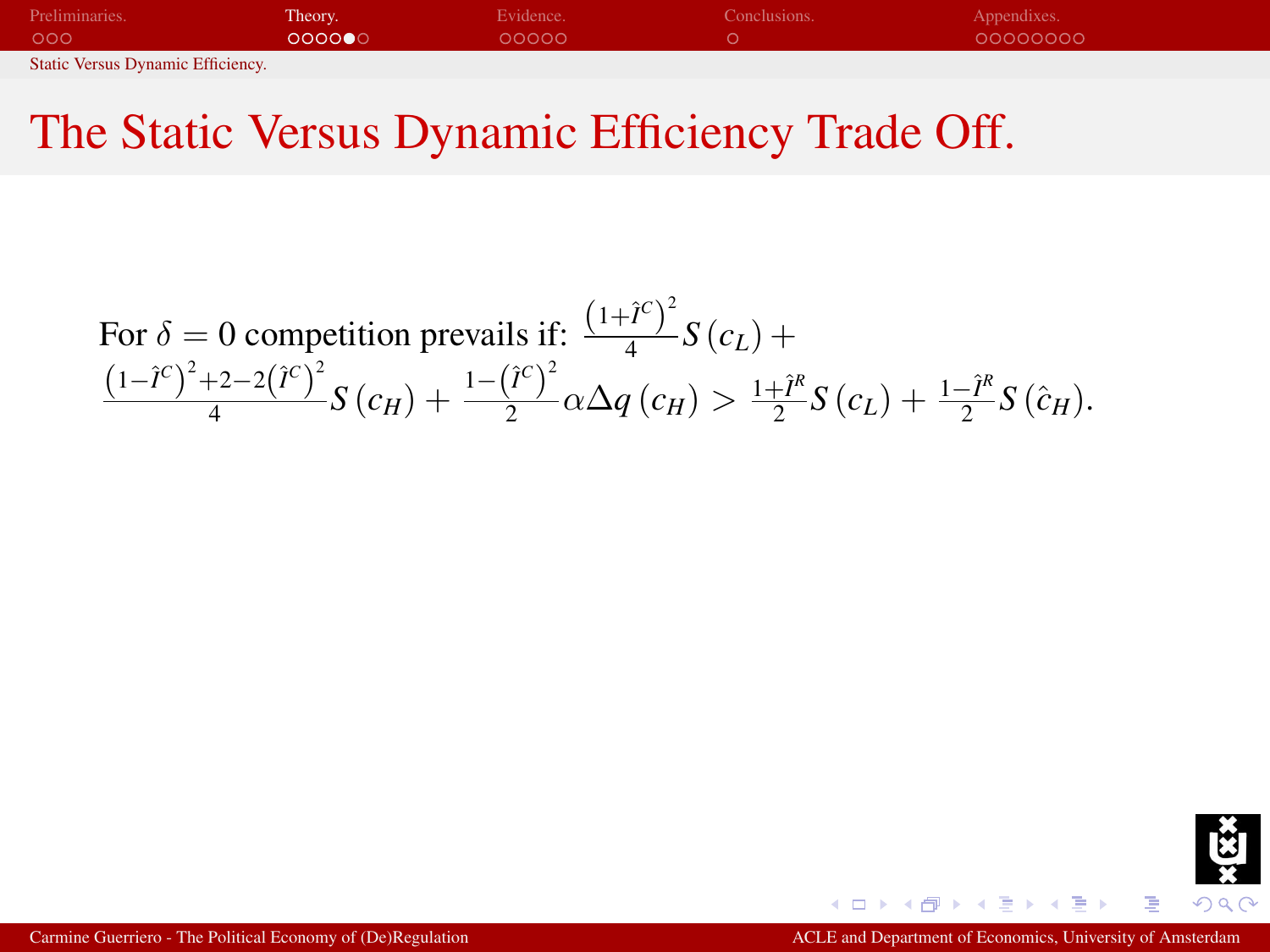# The Static Versus Dynamic Efficiency Trade Off.

For $\delta = 0$ competition prevails if: $\frac{\left(1+\hat{I}^C\right)^2}{4} S\left(c_L\right) + \frac{\left(1-\hat{I}^C\right)^2 + 2 - 2\left(\hat{I}^C\right)^2}{4} S\left(c_H\right) + \frac{1-\left(\hat{I}^C\right)^2}{2} \alpha \Delta q\left(c_H\right) > \frac{1+\hat{I}^R}{2} S\left(c_L\right) + \frac{1-\hat{I}^R}{2} S\left(\hat{c}_H\right)$.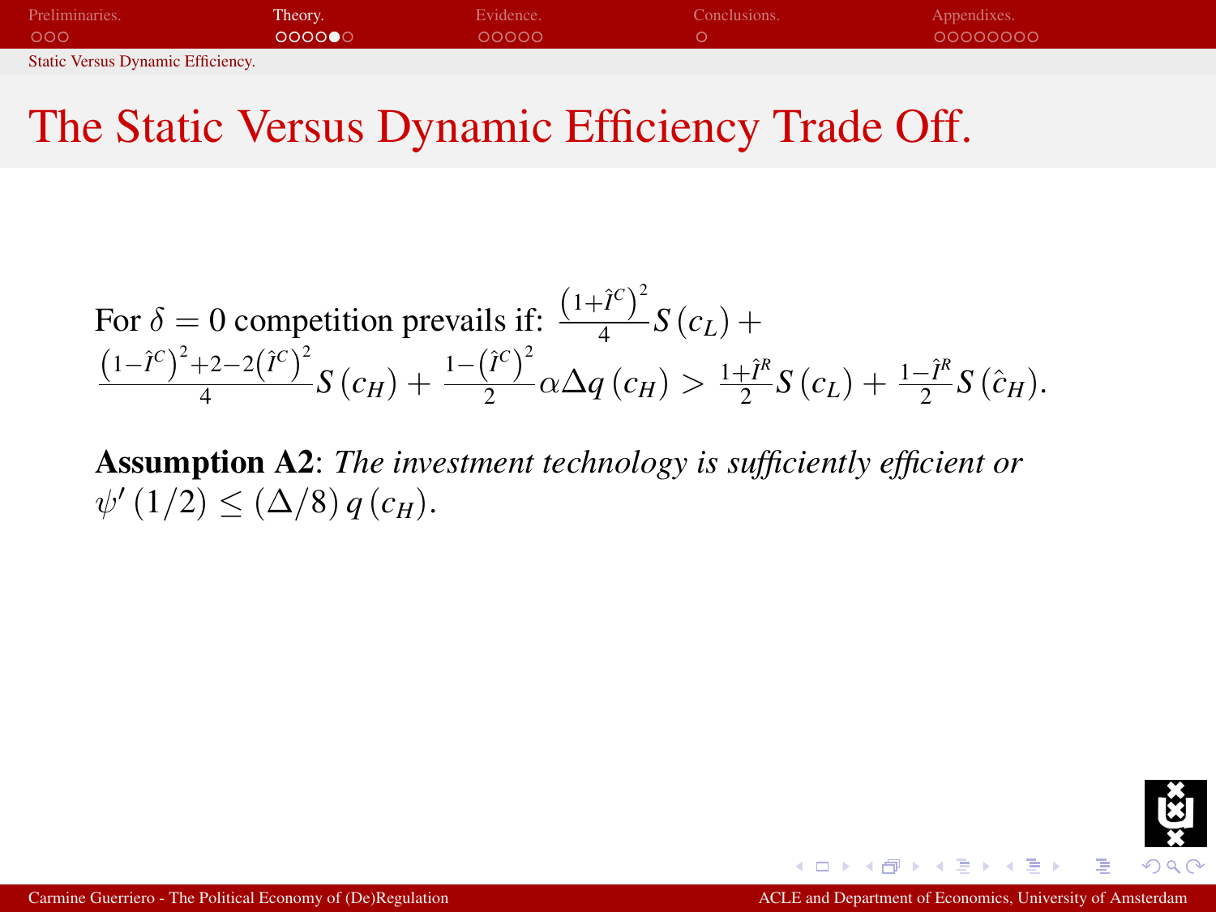# The Static Versus Dynamic Efficiency Trade Off.

For $\delta = 0$ competition prevails if: $\frac{\left(1+\hat{I}^{C}\right)^{2}}{4} S\left(c_{L}\right) + \frac{\left(1-\hat{I}^{C}\right)^{2}+2-2\left(\hat{I}^{C}\right)^{2}}{4} S\left(c_{H}\right) + \frac{1-\left(\hat{I}^{C}\right)^{2}}{2} \alpha \Delta q\left(c_{H}\right) > \frac{1+\hat{I}^{R}}{2} S\left(c_{L}\right) + \frac{1-\hat{I}^{R}}{2} S\left(\hat{c}_{H}\right)$.

**Assumption A2**: *The investment technology is sufficiently efficient or* $\psi'\left(1/2\right) \leq \left(\Delta/8\right) q\left(c_{H}\right)$.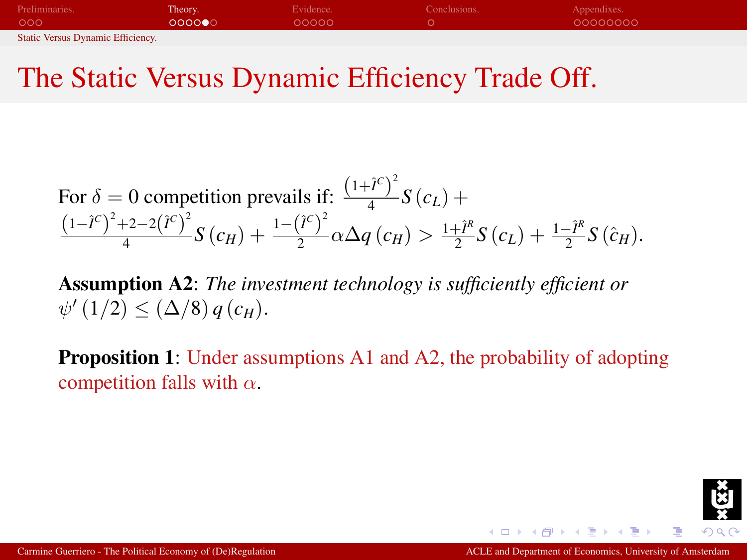# The Static Versus Dynamic Efficiency Trade Off.

For $\delta = 0$ competition prevails if: $\frac{\left(1+\hat{I}^C\right)^2}{4} S\left(c_L\right) + \frac{\left(1-\hat{I}^C\right)^2 + 2 - 2\left(\hat{I}^C\right)^2}{4} S\left(c_H\right) + \frac{1-\left(\hat{I}^C\right)^2}{2} \alpha \Delta q\left(c_H\right) > \frac{1+\hat{I}^R}{2} S\left(c_L\right) + \frac{1-\hat{I}^R}{2} S\left(\hat{c}_H\right)$.

**Assumption A2**: *The investment technology is sufficiently efficient or* $\psi'\left(1/2\right) \leq \left(\Delta/8\right) q\left(c_H\right)$.

**Proposition 1**: Under assumptions A1 and A2, the probability of adopting competition falls with $\alpha$.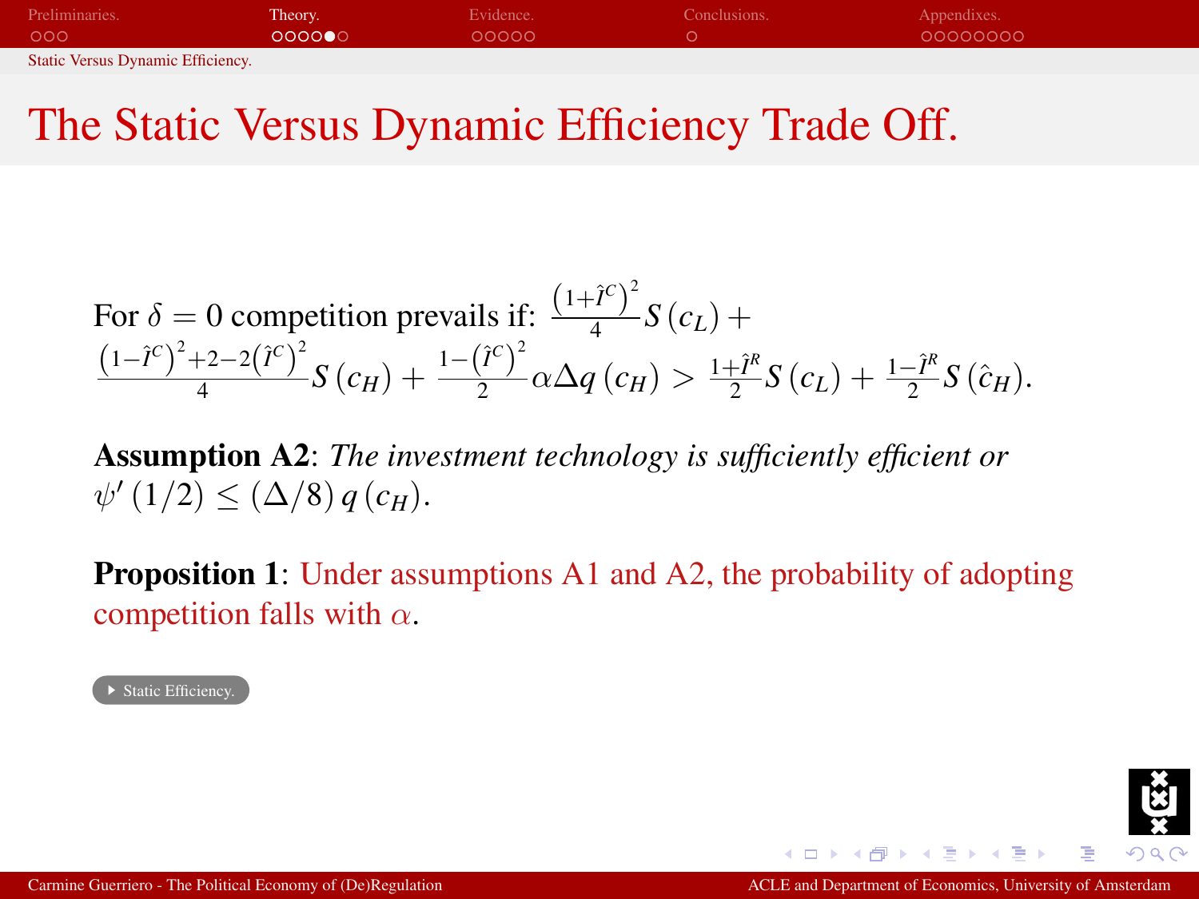# The Static Versus Dynamic Efficiency Trade Off.

For $\delta = 0$ competition prevails if: $\frac{\left(1+\hat{I}^C\right)^2}{4} S\left(c_L\right) + \frac{\left(1-\hat{I}^C\right)^2 + 2 - 2\left(\hat{I}^C\right)^2}{4} S\left(c_H\right) + \frac{1-\left(\hat{I}^C\right)^2}{2} \alpha \Delta q\left(c_H\right) > \frac{1+\hat{I}^R}{2} S\left(c_L\right) + \frac{1-\hat{I}^R}{2} S\left(\hat{c}_H\right)$.

**Assumption A2**: *The investment technology is sufficiently efficient or* $\psi'\left(1/2\right) \leq \left(\Delta/8\right) q\left(c_H\right)$.

**Proposition 1**: Under assumptions A1 and A2, the probability of adopting competition falls with $\alpha$.

Static Efficiency.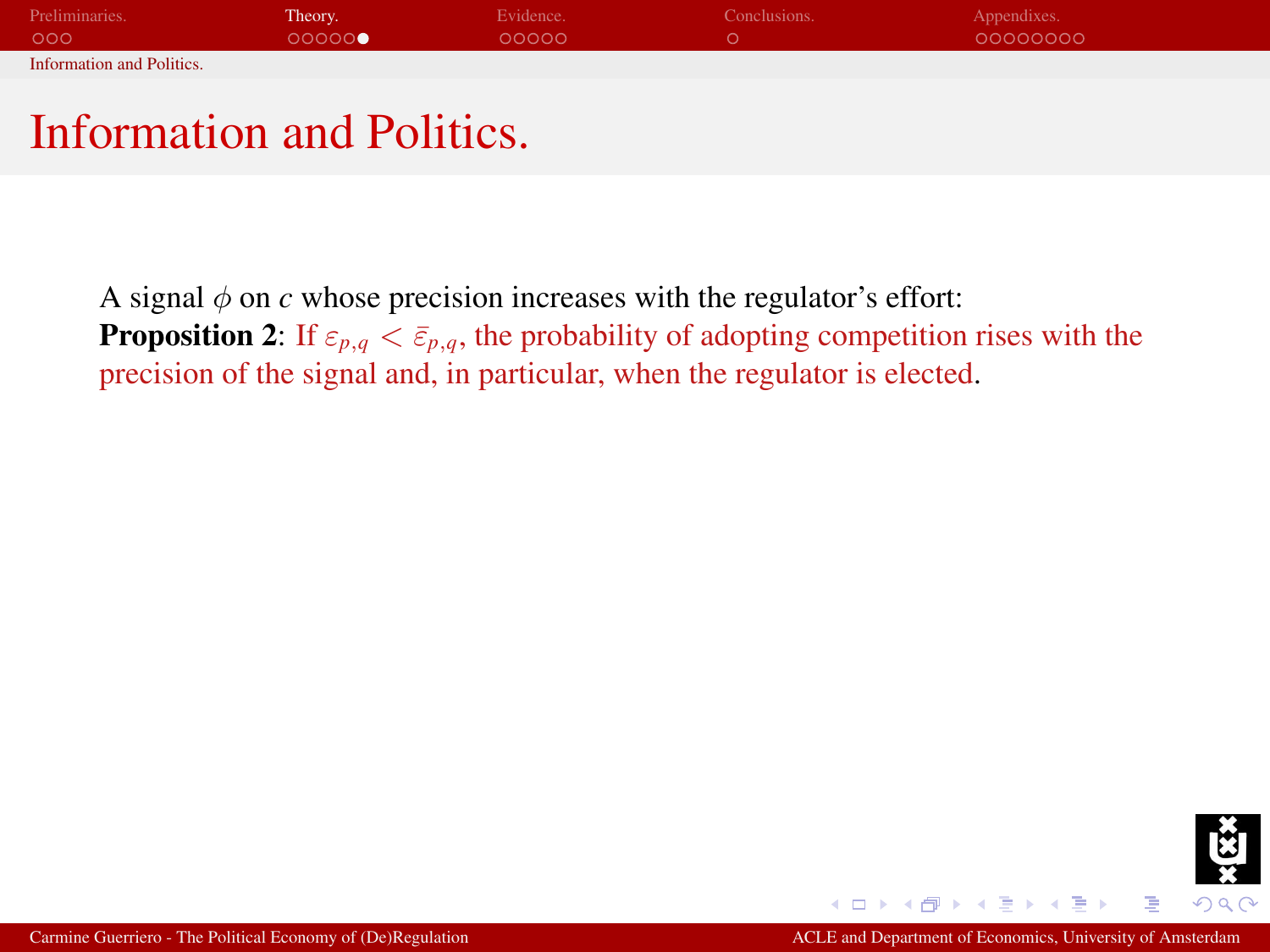# Information and Politics.

A signal $\phi$ on $c$ whose precision increases with the regulator's effort:
**Proposition 2**: If $\varepsilon_{p,q} < \bar{\varepsilon}_{p,q}$, the probability of adopting competition rises with the precision of the signal and, in particular, when the regulator is elected.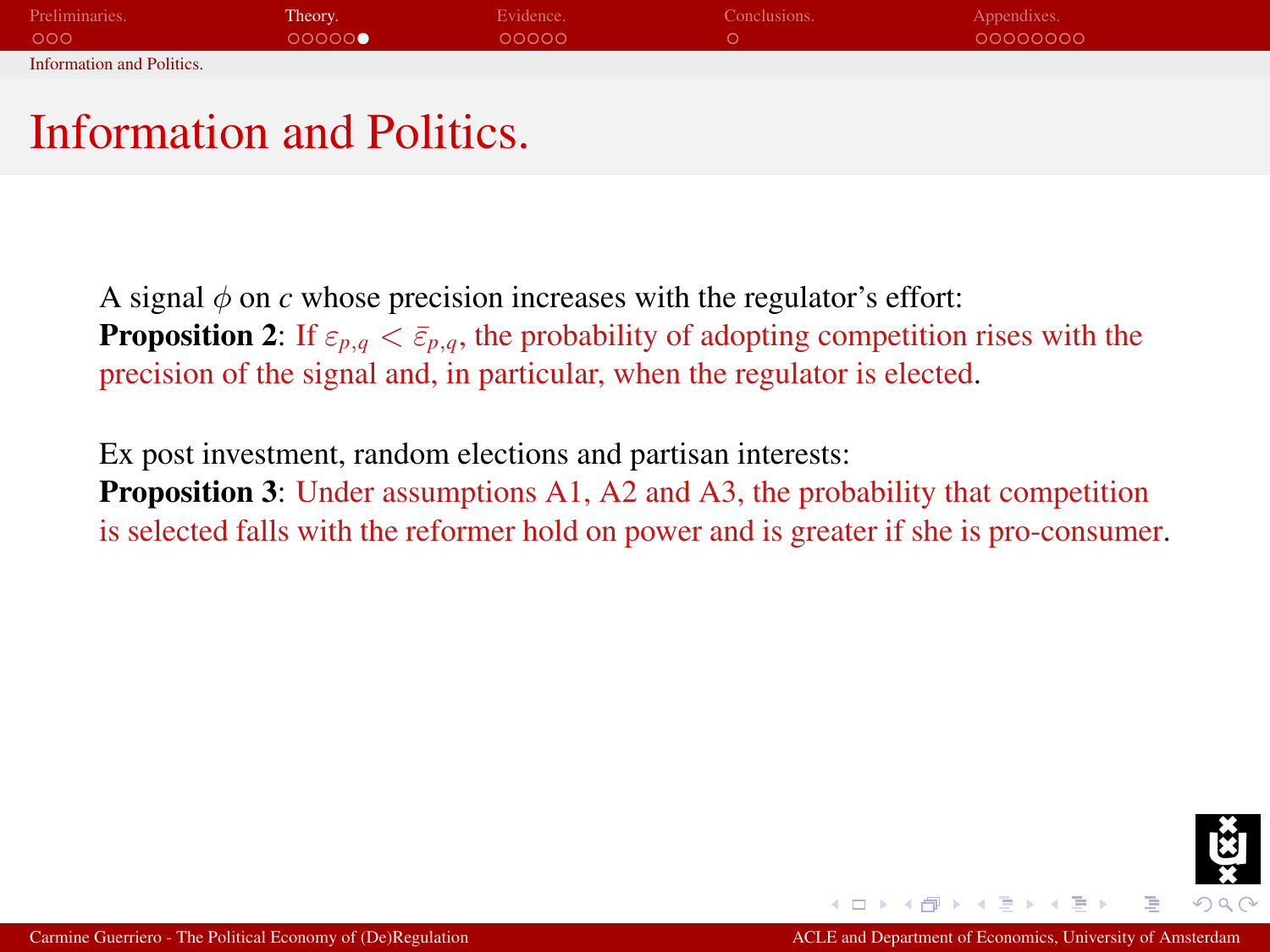# Information and Politics.

A signal $\phi$ on $c$ whose precision increases with the regulator's effort:
**Proposition 2**: If $\varepsilon_{p,q} < \bar{\varepsilon}_{p,q}$, the probability of adopting competition rises with the precision of the signal and, in particular, when the regulator is elected.

Ex post investment, random elections and partisan interests:
**Proposition 3**: Under assumptions A1, A2 and A3, the probability that competition is selected falls with the reformer hold on power and is greater if she is pro-consumer.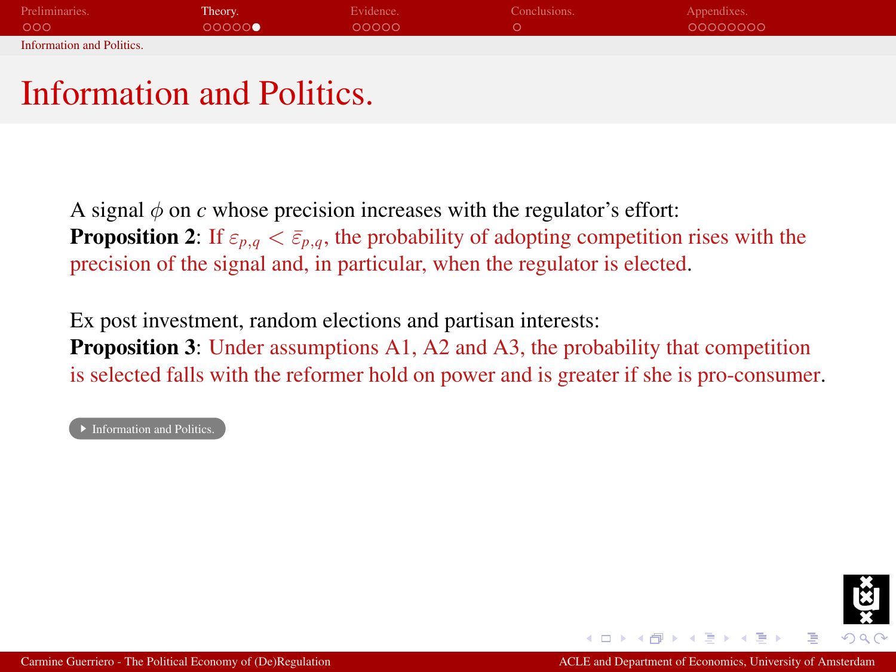# Information and Politics.

A signal $\phi$ on $c$ whose precision increases with the regulator's effort:
**Proposition 2**: If $\varepsilon_{p,q} < \bar{\varepsilon}_{p,q}$, the probability of adopting competition rises with the precision of the signal and, in particular, when the regulator is elected.

Ex post investment, random elections and partisan interests:
**Proposition 3**: Under assumptions A1, A2 and A3, the probability that competition is selected falls with the reformer hold on power and is greater if she is pro-consumer.

Information and Politics.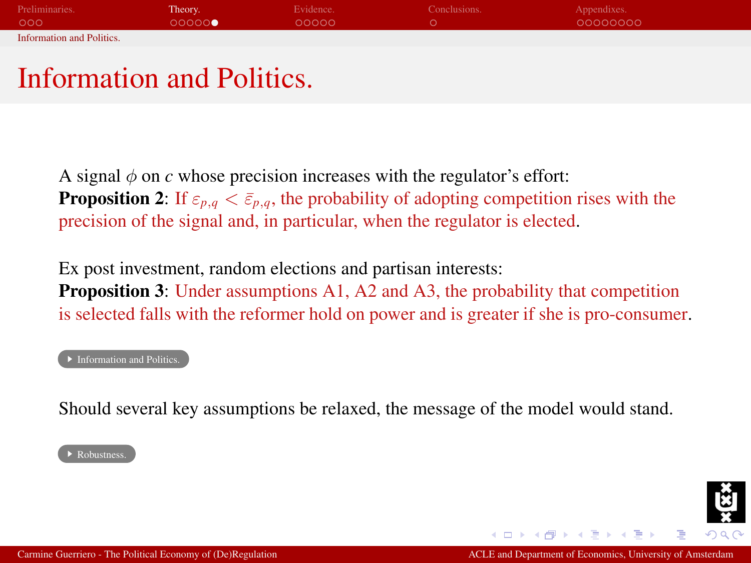# Information and Politics.

A signal $\phi$ on $c$ whose precision increases with the regulator's effort:
**Proposition 2**: If $\varepsilon_{p,q} < \bar{\varepsilon}_{p,q}$, the probability of adopting competition rises with the precision of the signal and, in particular, when the regulator is elected.

Ex post investment, random elections and partisan interests:
**Proposition 3**: Under assumptions A1, A2 and A3, the probability that competition is selected falls with the reformer hold on power and is greater if she is pro-consumer.

▸ Information and Politics.

Should several key assumptions be relaxed, the message of the model would stand.

▸ Robustness.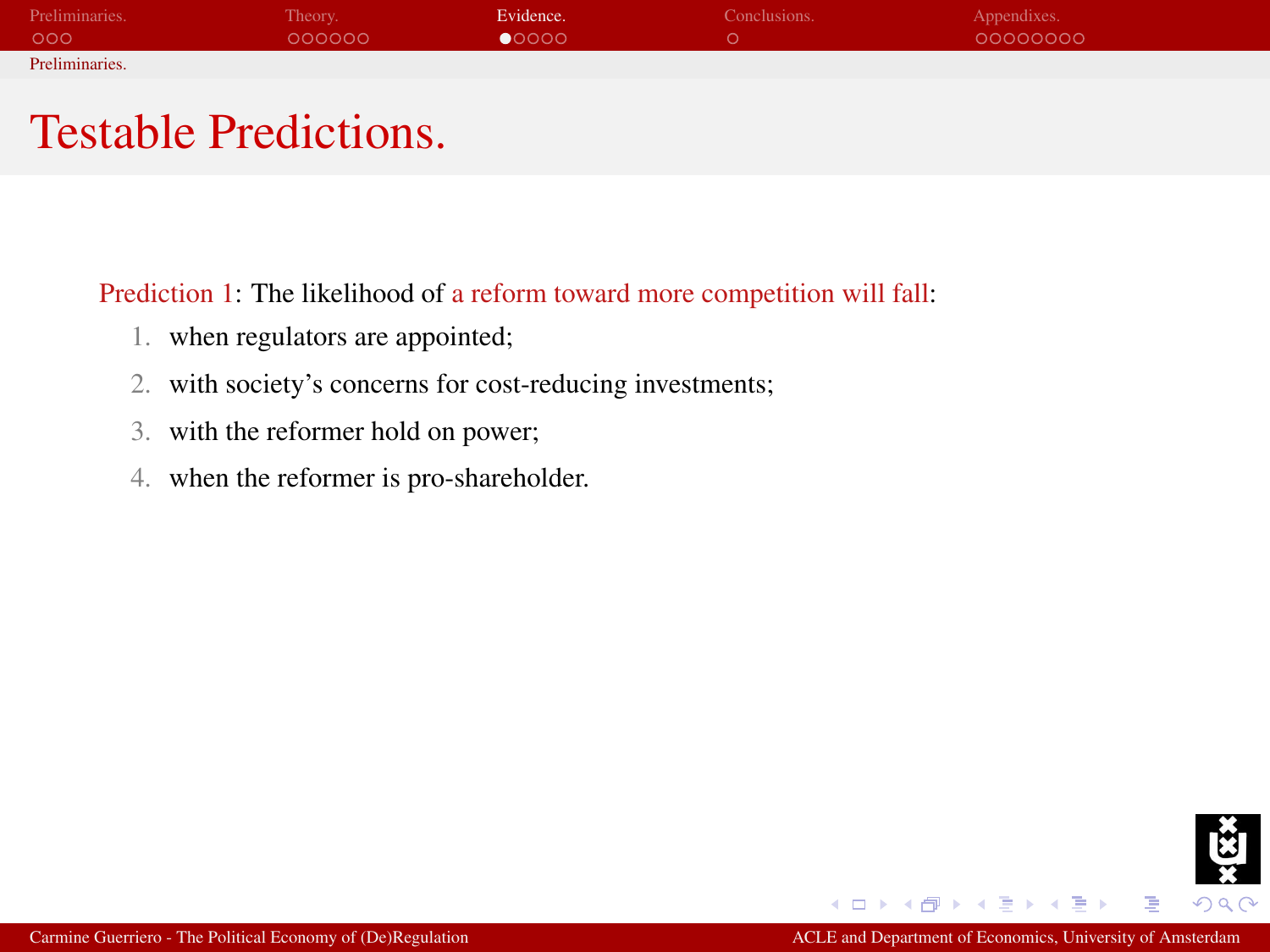# Testable Predictions.

Prediction 1: The likelihood of a reform toward more competition will fall:

1. when regulators are appointed;
2. with society's concerns for cost-reducing investments;
3. with the reformer hold on power;
4. when the reformer is pro-shareholder.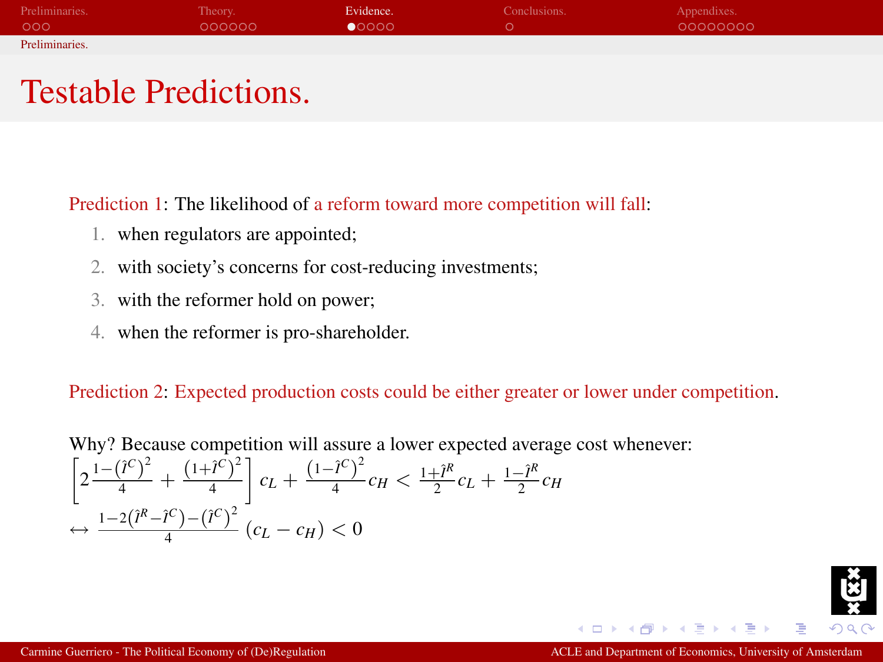# Testable Predictions.

Prediction 1: The likelihood of a reform toward more competition will fall:

1. when regulators are appointed;
2. with society's concerns for cost-reducing investments;
3. with the reformer hold on power;
4. when the reformer is pro-shareholder.

Prediction 2: Expected production costs could be either greater or lower under competition.

Why? Because competition will assure a lower expected average cost whenever:

$$\left[2\frac{1-\left(\hat{\imath}^{C}\right)^{2}}{4}+\frac{\left(1+\hat{\imath}^{C}\right)^{2}}{4}\right]c_{L}+\frac{\left(1-\hat{\imath}^{C}\right)^{2}}{4}c_{H}<\frac{1+\hat{\imath}^{R}}{2}c_{L}+\frac{1-\hat{\imath}^{R}}{2}c_{H}$$

$$\leftrightarrow\ \frac{1-2\left(\hat{\imath}^{R}-\hat{\imath}^{C}\right)-\left(\hat{\imath}^{C}\right)^{2}}{4}\left(c_{L}-c_{H}\right)<0$$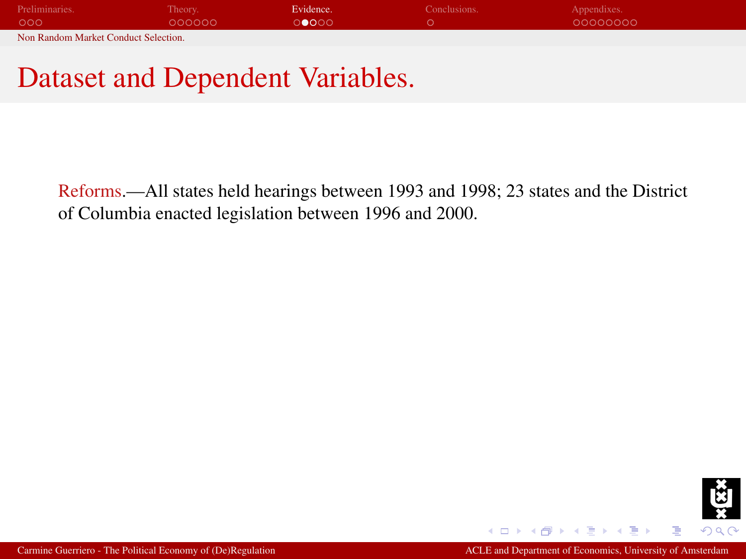# Dataset and Dependent Variables.

Reforms.—All states held hearings between 1993 and 1998; 23 states and the District of Columbia enacted legislation between 1996 and 2000.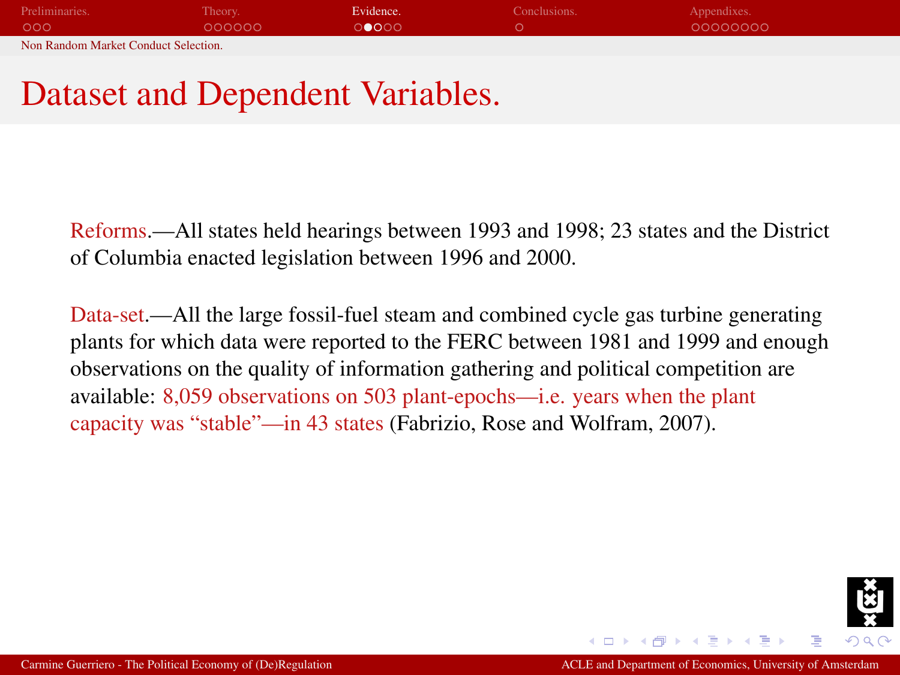# Dataset and Dependent Variables.

Reforms.—All states held hearings between 1993 and 1998; 23 states and the District of Columbia enacted legislation between 1996 and 2000.

Data-set.—All the large fossil-fuel steam and combined cycle gas turbine generating plants for which data were reported to the FERC between 1981 and 1999 and enough observations on the quality of information gathering and political competition are available: 8,059 observations on 503 plant-epochs—i.e. years when the plant capacity was "stable"—in 43 states (Fabrizio, Rose and Wolfram, 2007).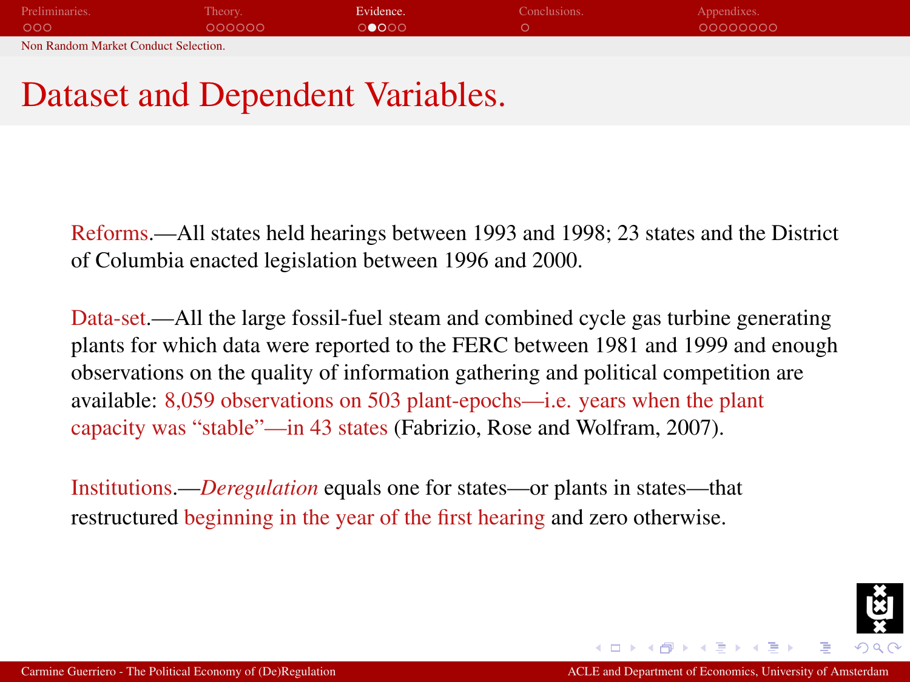# Dataset and Dependent Variables.

Reforms.—All states held hearings between 1993 and 1998; 23 states and the District of Columbia enacted legislation between 1996 and 2000.

Data-set.—All the large fossil-fuel steam and combined cycle gas turbine generating plants for which data were reported to the FERC between 1981 and 1999 and enough observations on the quality of information gathering and political competition are available: 8,059 observations on 503 plant-epochs—i.e. years when the plant capacity was "stable"—in 43 states (Fabrizio, Rose and Wolfram, 2007).

Institutions.—*Deregulation* equals one for states—or plants in states—that restructured beginning in the year of the first hearing and zero otherwise.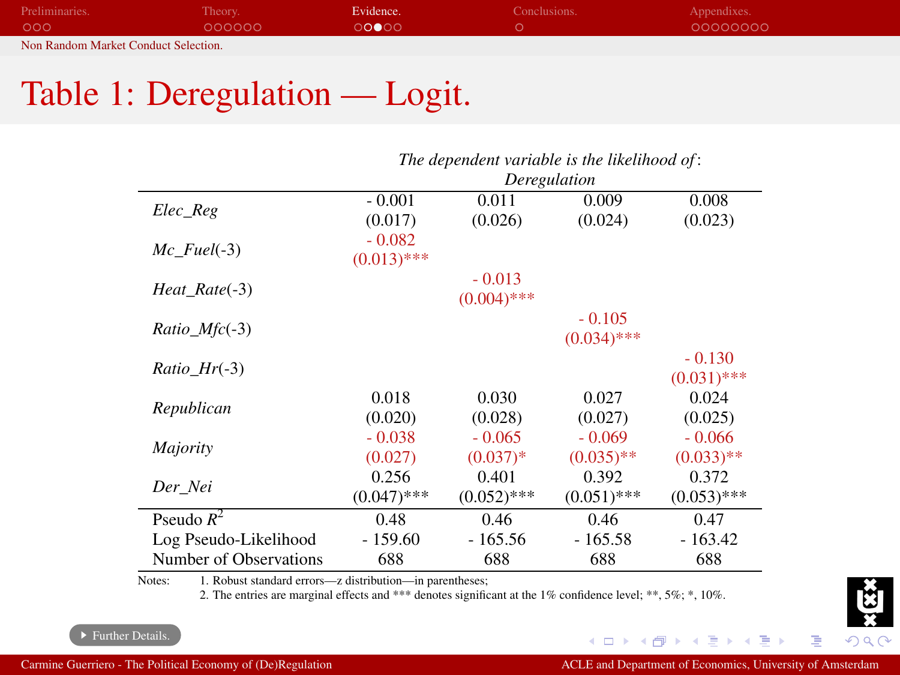# Table 1: Deregulation — Logit.

| | *The dependent variable is the likelihood of*: *Deregulation* | | | |
|---|---|---|---|---|
| *Elec_Reg* | - 0.001 (0.017) | 0.011 (0.026) | 0.009 (0.024) | 0.008 (0.023) |
| *Mc_Fuel*(-3) | - 0.082 (0.013)*** | | | |
| *Heat_Rate*(-3) | | - 0.013 (0.004)*** | | |
| *Ratio_Mfc*(-3) | | | - 0.105 (0.034)*** | |
| *Ratio_Hr*(-3) | | | | - 0.130 (0.031)*** |
| *Republican* | 0.018 (0.020) | 0.030 (0.028) | 0.027 (0.027) | 0.024 (0.025) |
| *Majority* | - 0.038 (0.027) | - 0.065 (0.037)* | - 0.069 (0.035)** | - 0.066 (0.033)** |
| *Der_Nei* | 0.256 (0.047)*** | 0.401 (0.052)*** | 0.392 (0.051)*** | 0.372 (0.053)*** |
| Pseudo $R^2$ | 0.48 | 0.46 | 0.46 | 0.47 |
| Log Pseudo-Likelihood | - 159.60 | - 165.56 | - 165.58 | - 163.42 |
| Number of Observations | 688 | 688 | 688 | 688 |

Notes: 1. Robust standard errors—z distribution—in parentheses;
2. The entries are marginal effects and *** denotes significant at the 1% confidence level; **, 5%; *, 10%.

Further Details.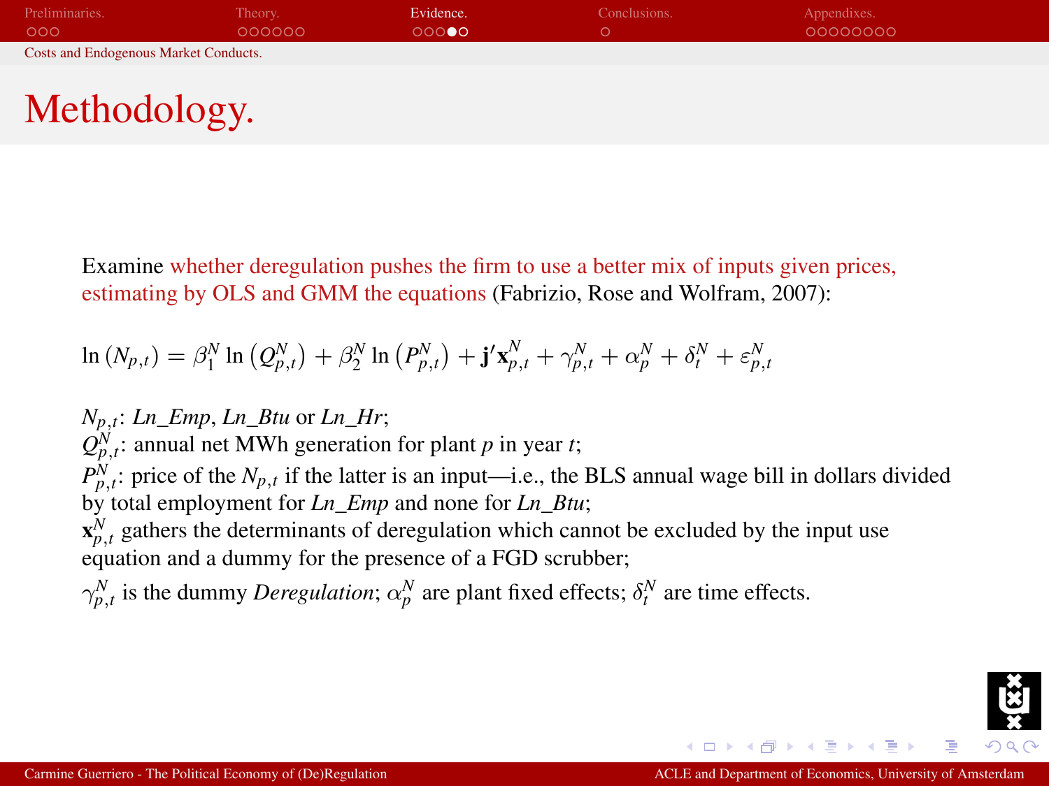## Methodology.

Examine whether deregulation pushes the firm to use a better mix of inputs given prices, estimating by OLS and GMM the equations (Fabrizio, Rose and Wolfram, 2007):

$$\ln\left(N_{p,t}\right) = \beta_1^N \ln\left(Q_{p,t}^N\right) + \beta_2^N \ln\left(P_{p,t}^N\right) + \mathbf{j}'\mathbf{x}_{p,t}^N + \gamma_{p,t}^N + \alpha_p^N + \delta_t^N + \varepsilon_{p,t}^N$$

$N_{p,t}$: *Ln_Emp*, *Ln_Btu* or *Ln_Hr*;
$Q_{p,t}^N$: annual net MWh generation for plant $p$ in year $t$;
$P_{p,t}^N$: price of the $N_{p,t}$ if the latter is an input—i.e., the BLS annual wage bill in dollars divided by total employment for *Ln_Emp* and none for *Ln_Btu*;
$\mathbf{x}_{p,t}^N$ gathers the determinants of deregulation which cannot be excluded by the input use equation and a dummy for the presence of a FGD scrubber;
$\gamma_{p,t}^N$ is the dummy *Deregulation*; $\alpha_p^N$ are plant fixed effects; $\delta_t^N$ are time effects.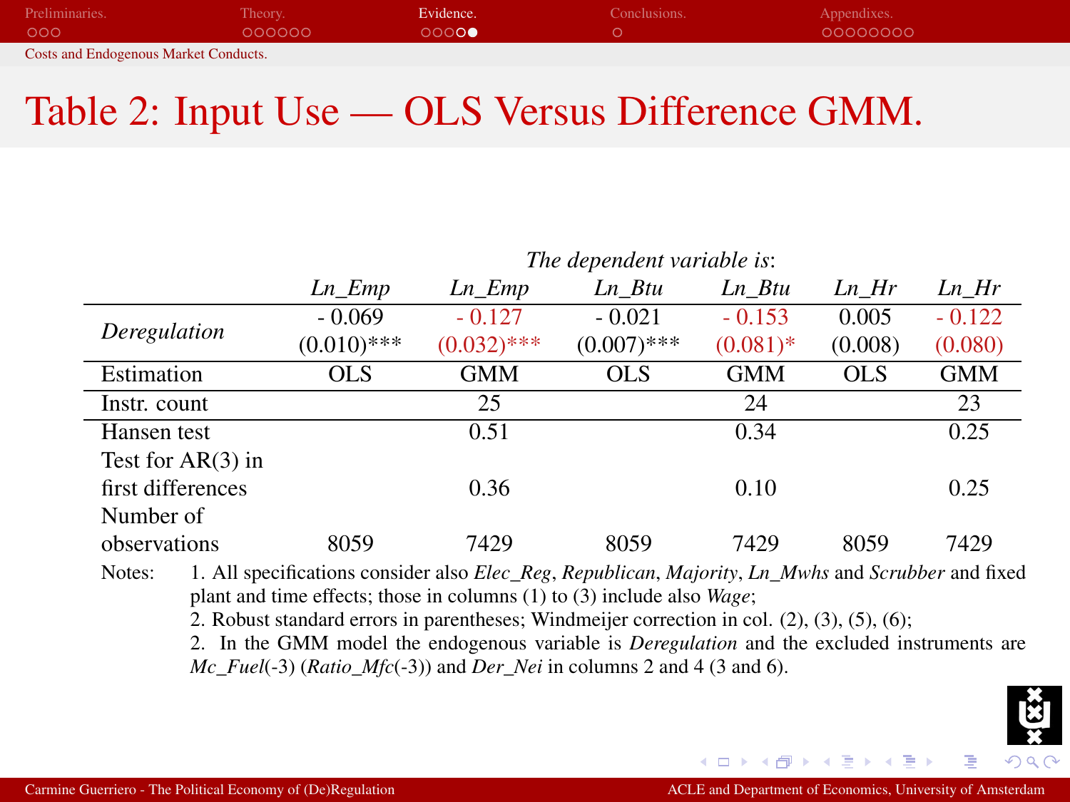# Table 2: Input Use — OLS Versus Difference GMM.

| | *The dependent variable is:* | | | | | |
|---|---|---|---|---|---|---|
| | *Ln_Emp* | *Ln_Emp* | *Ln_Btu* | *Ln_Btu* | *Ln_Hr* | *Ln_Hr* |
| *Deregulation* | - 0.069<br>(0.010)*** | - 0.127<br>(0.032)*** | - 0.021<br>(0.007)*** | - 0.153<br>(0.081)* | 0.005<br>(0.008) | - 0.122<br>(0.080) |
| Estimation | OLS | GMM | OLS | GMM | OLS | GMM |
| Instr. count | | 25 | | 24 | | 23 |
| Hansen test | | 0.51 | | 0.34 | | 0.25 |
| Test for AR(3) in first differences | | 0.36 | | 0.10 | | 0.25 |
| Number of observations | 8059 | 7429 | 8059 | 7429 | 8059 | 7429 |

Notes: 1. All specifications consider also *Elec_Reg*, *Republican*, *Majority*, *Ln_Mwhs* and *Scrubber* and fixed plant and time effects; those in columns (1) to (3) include also *Wage*;
2. Robust standard errors in parentheses; Windmeijer correction in col. (2), (3), (5), (6);
2. In the GMM model the endogenous variable is *Deregulation* and the excluded instruments are *Mc_Fuel*(-3) (*Ratio_Mfc*(-3)) and *Der_Nei* in columns 2 and 4 (3 and 6).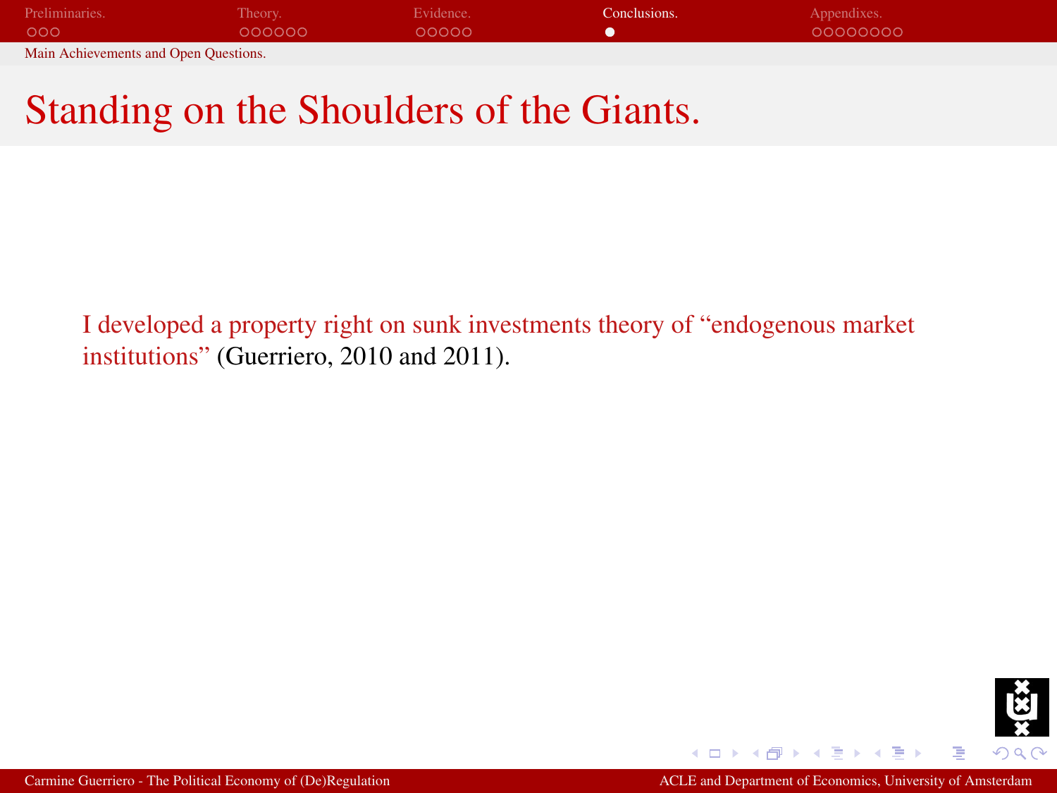# Standing on the Shoulders of the Giants.

I developed a property right on sunk investments theory of “endogenous market institutions” (Guerriero, 2010 and 2011).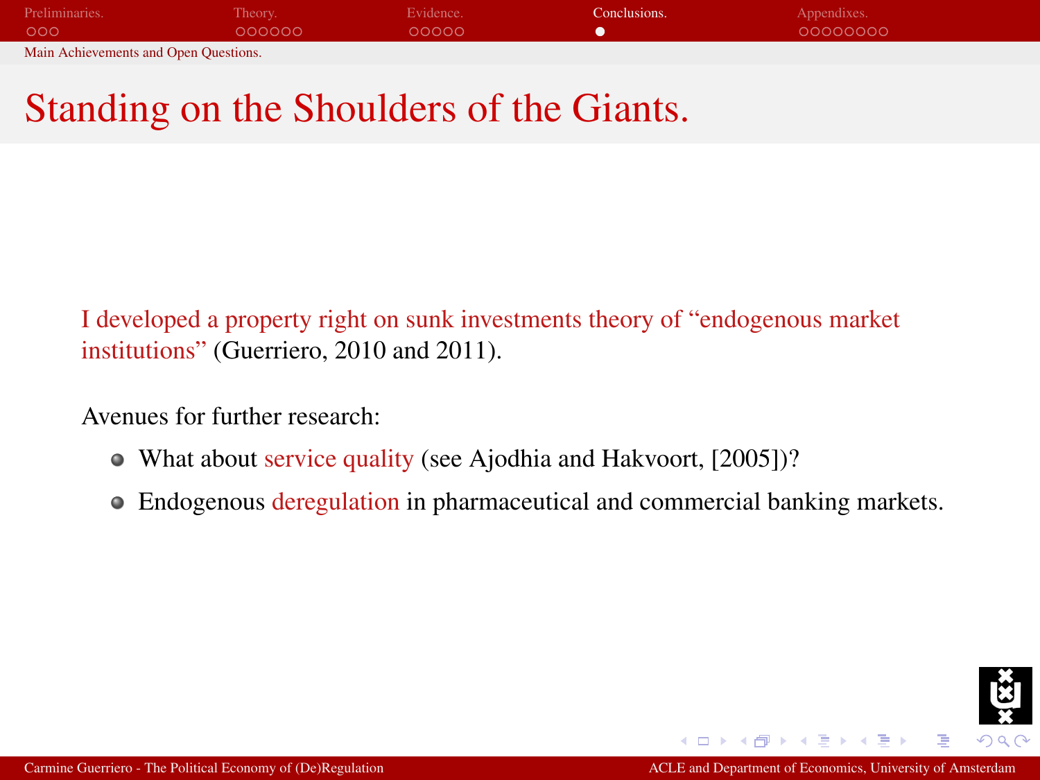# Standing on the Shoulders of the Giants.

I developed a property right on sunk investments theory of "endogenous market institutions" (Guerriero, 2010 and 2011).

Avenues for further research:

- What about service quality (see Ajodhia and Hakvoort, [2005])?
- Endogenous deregulation in pharmaceutical and commercial banking markets.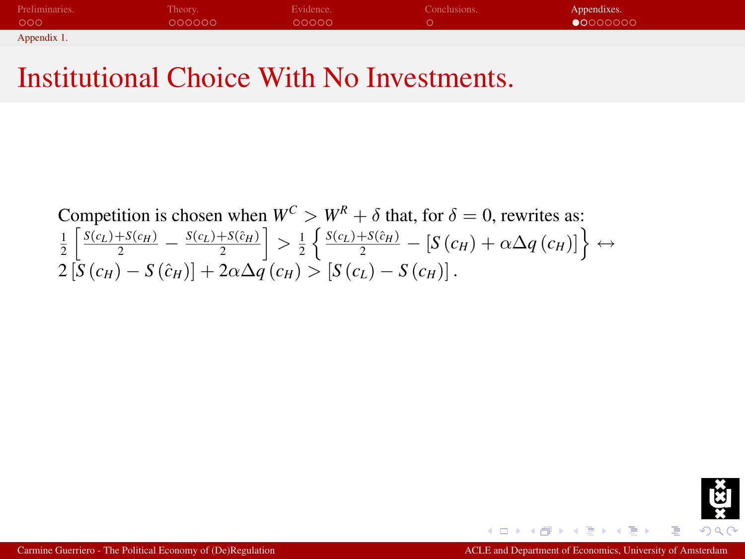# Institutional Choice With No Investments.

Competition is chosen when $W^C > W^R + \delta$ that, for $\delta = 0$, rewrites as:

$$\frac{1}{2}\left[\frac{S(c_L)+S(c_H)}{2} - \frac{S(c_L)+S(\hat{c}_H)}{2}\right] > \frac{1}{2}\left\{\frac{S(c_L)+S(\hat{c}_H)}{2} - \left[S\left(c_H\right) + \alpha\Delta q\left(c_H\right)\right]\right\} \leftrightarrow$$

$$2\left[S\left(c_H\right) - S\left(\hat{c}_H\right)\right] + 2\alpha\Delta q\left(c_H\right) > \left[S\left(c_L\right) - S\left(c_H\right)\right].$$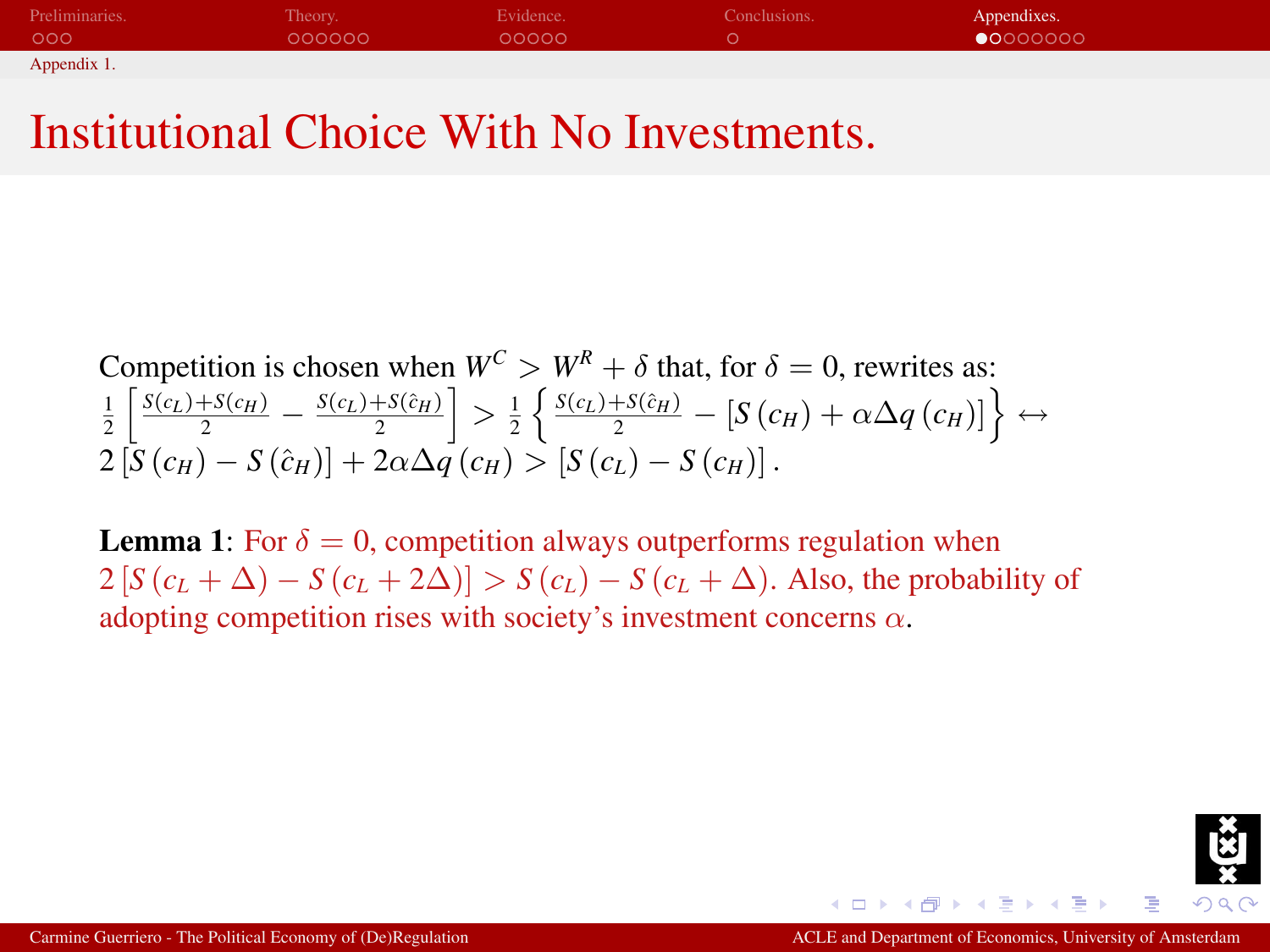# Institutional Choice With No Investments.

Competition is chosen when $W^C > W^R + \delta$ that, for $\delta = 0$, rewrites as:

$$\frac{1}{2}\left[\frac{S(c_L)+S(c_H)}{2} - \frac{S(c_L)+S(\hat{c}_H)}{2}\right] > \frac{1}{2}\left\{\frac{S(c_L)+S(\hat{c}_H)}{2} - \left[S\left(c_H\right) + \alpha \Delta q\left(c_H\right)\right]\right\} \leftrightarrow$$

$$2\left[S\left(c_H\right) - S\left(\hat{c}_H\right)\right] + 2\alpha\Delta q\left(c_H\right) > \left[S\left(c_L\right) - S\left(c_H\right)\right].$$

**Lemma 1**: For $\delta = 0$, competition always outperforms regulation when $2\left[S\left(c_L + \Delta\right) - S\left(c_L + 2\Delta\right)\right] > S\left(c_L\right) - S\left(c_L + \Delta\right)$. Also, the probability of adopting competition rises with society's investment concerns $\alpha$.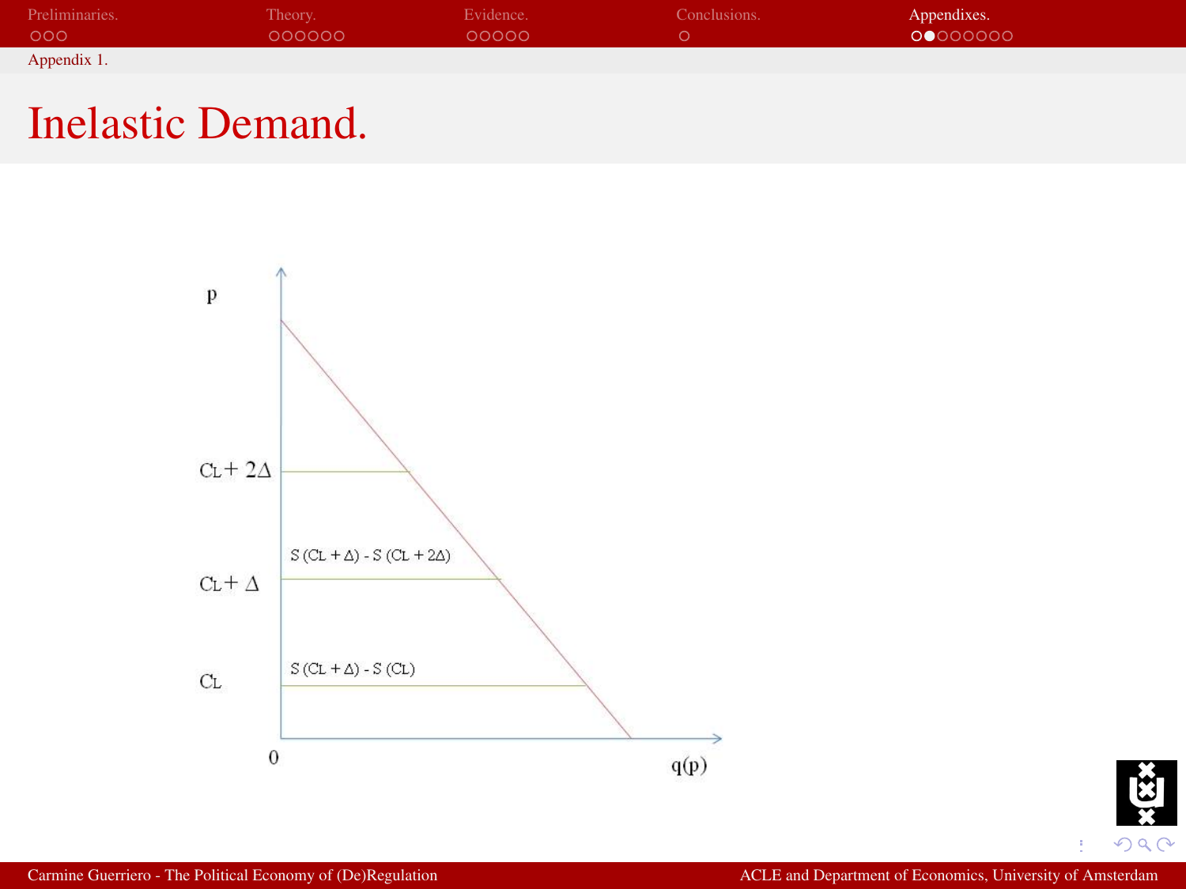# Inelastic Demand.

p

$C_L + 2\Delta$

$S(C_L + \Delta) - S(C_L + 2\Delta)$

$C_L + \Delta$

$S(C_L + \Delta) - S(C_L)$

$C_L$

0

q(p)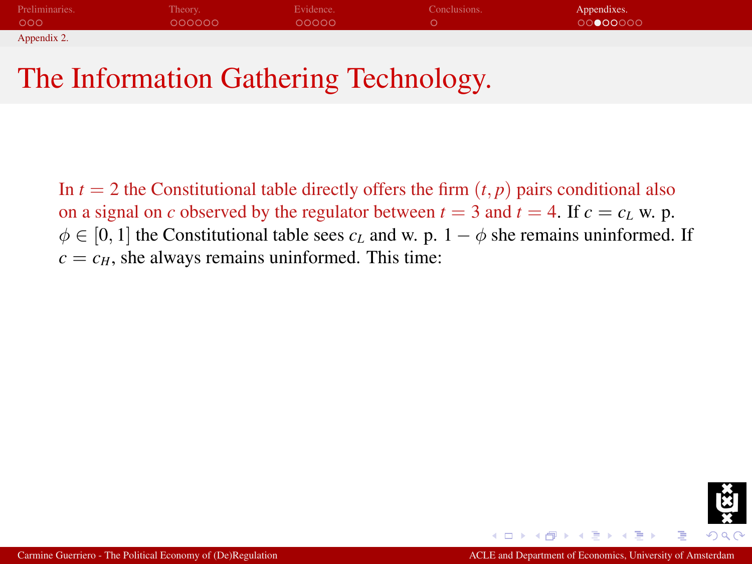# The Information Gathering Technology.

In $t = 2$ the Constitutional table directly offers the firm $(t, p)$ pairs conditional also on a signal on $c$ observed by the regulator between $t = 3$ and $t = 4$. If $c = c_L$ w. p. $\phi \in [0, 1]$ the Constitutional table sees $c_L$ and w. p. $1 - \phi$ she remains uninformed. If $c = c_H$, she always remains uninformed. This time: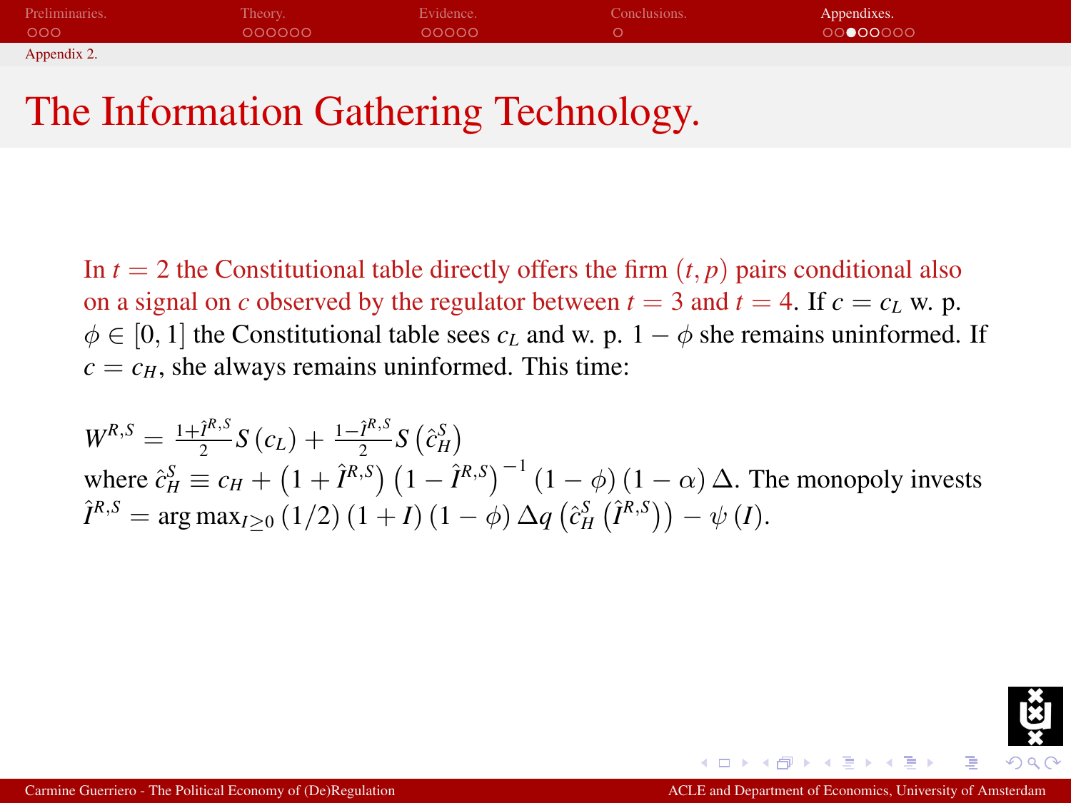Appendix 2.

# The Information Gathering Technology.

In $t = 2$ the Constitutional table directly offers the firm $(t, p)$ pairs conditional also on a signal on $c$ observed by the regulator between $t = 3$ and $t = 4$. If $c = c_L$ w. p. $\phi \in [0, 1]$ the Constitutional table sees $c_L$ and w. p. $1 - \phi$ she remains uninformed. If $c = c_H$, she always remains uninformed. This time:

$W^{R,S} = \frac{1+\hat{I}^{R,S}}{2} S(c_L) + \frac{1-\hat{I}^{R,S}}{2} S\left(\hat{c}_H^S\right)$
where $\hat{c}_H^S \equiv c_H + \left(1 + \hat{I}^{R,S}\right)\left(1 - \hat{I}^{R,S}\right)^{-1}(1 - \phi)(1 - \alpha)\Delta$. The monopoly invests $\hat{I}^{R,S} = \arg\max_{I \geq 0} (1/2)(1 + I)(1 - \phi)\Delta q\left(\hat{c}_H^S\left(\hat{I}^{R,S}\right)\right) - \psi(I)$.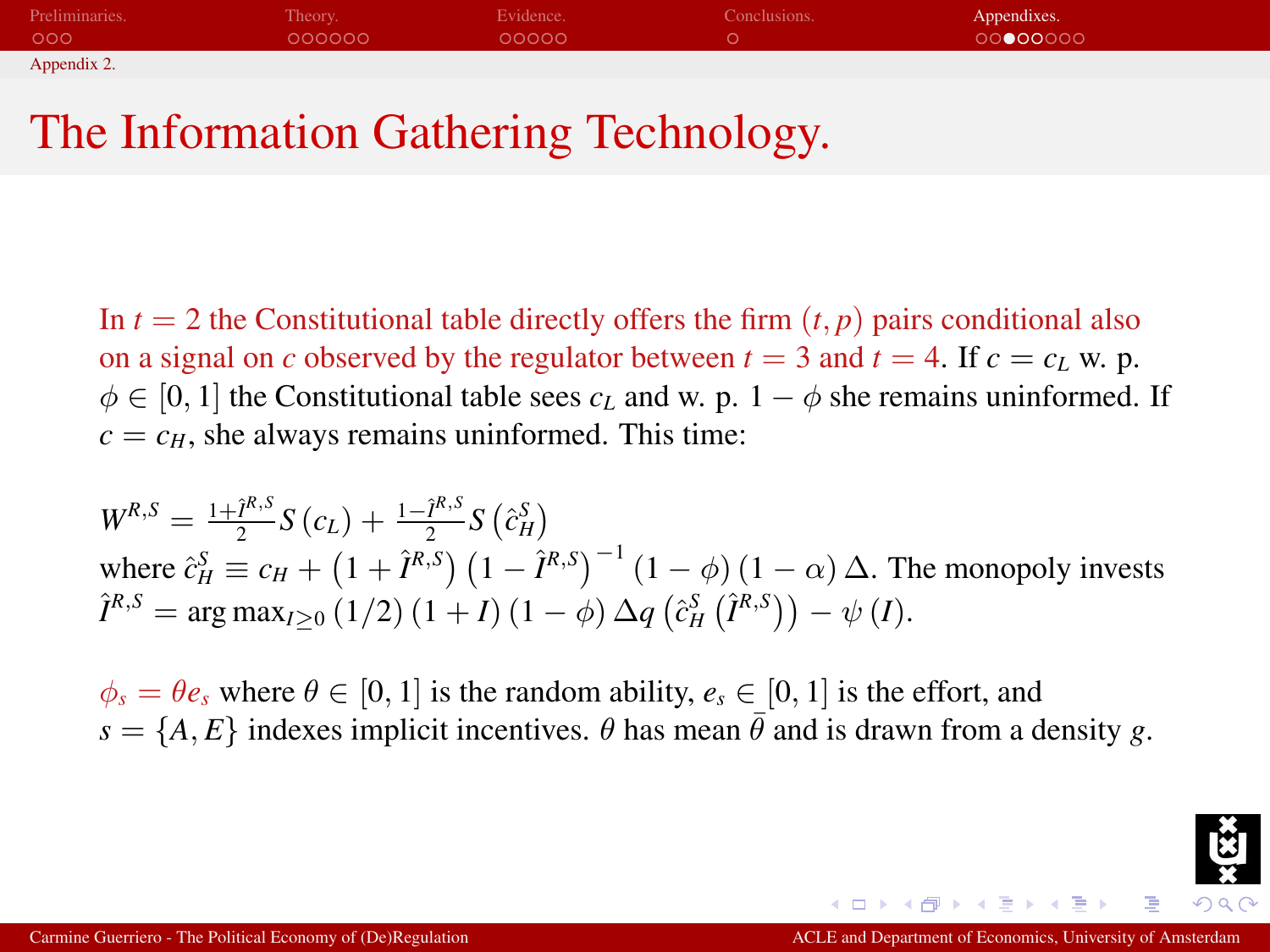# The Information Gathering Technology.

In $t = 2$ the Constitutional table directly offers the firm $(t, p)$ pairs conditional also on a signal on $c$ observed by the regulator between $t = 3$ and $t = 4$. If $c = c_L$ w. p. $\phi \in [0, 1]$ the Constitutional table sees $c_L$ and w. p. $1 - \phi$ she remains uninformed. If $c = c_H$, she always remains uninformed. This time:

$W^{R,S} = \frac{1+\hat{I}^{R,S}}{2} S(c_L) + \frac{1-\hat{I}^{R,S}}{2} S(\hat{c}_H^S)$
where $\hat{c}_H^S \equiv c_H + \left(1 + \hat{I}^{R,S}\right)\left(1 - \hat{I}^{R,S}\right)^{-1}(1 - \phi)(1 - \alpha)\Delta$. The monopoly invests $\hat{I}^{R,S} = \arg\max_{I \geq 0} (1/2)(1 + I)(1 - \phi)\Delta q\left(\hat{c}_H^S\left(\hat{I}^{R,S}\right)\right) - \psi(I)$.

$\phi_s = \theta e_s$ where $\theta \in [0, 1]$ is the random ability, $e_s \in [0, 1]$ is the effort, and $s = \{A, E\}$ indexes implicit incentives. $\theta$ has mean $\bar{\theta}$ and is drawn from a density $g$.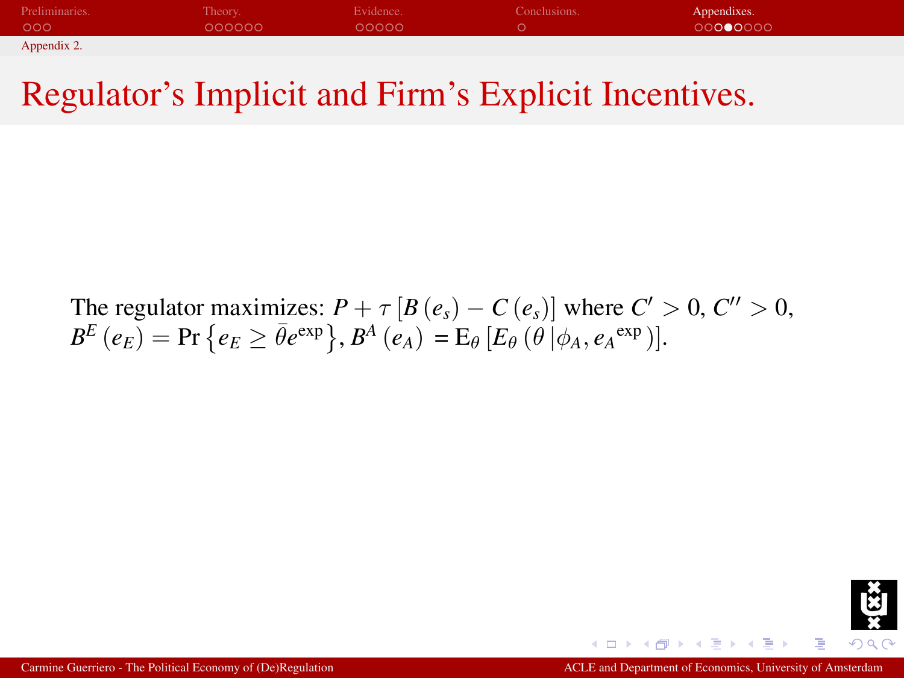# Regulator's Implicit and Firm's Explicit Incentives.

The regulator maximizes: $P + \tau \left[ B\left(e_s\right) - C\left(e_s\right) \right]$ where $C' > 0$, $C'' > 0$, $B^E\left(e_E\right) = \Pr\left\{e_E \geq \bar{\theta} e^{\exp}\right\}$, $B^A\left(e_A\right) = \mathrm{E}_\theta\left[E_\theta\left(\theta \left| \phi_A, e_A{}^{\exp}\right.\right)\right]$.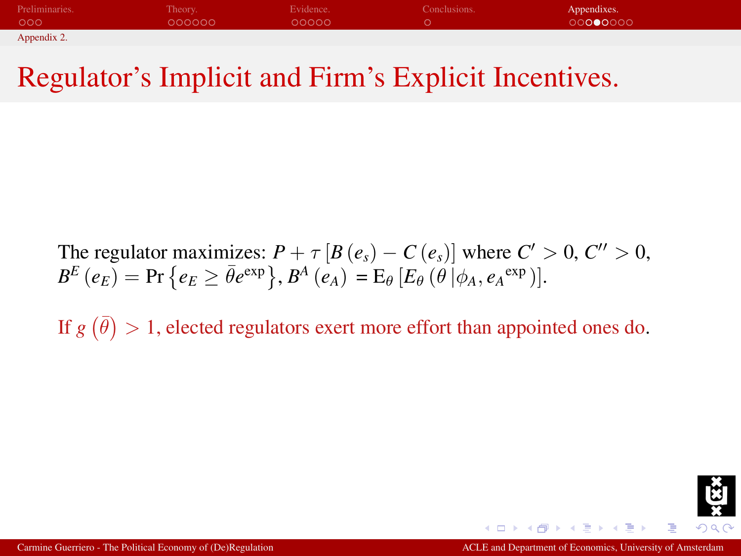# Regulator's Implicit and Firm's Explicit Incentives.

The regulator maximizes: $P + \tau \left[ B\left(e_s\right) - C\left(e_s\right) \right]$ where $C' > 0$, $C'' > 0$, $B^E\left(e_E\right) = \Pr\left\{e_E \geq \bar{\theta} e^{\exp}\right\}$, $B^A\left(e_A\right) = \mathrm{E}_\theta\left[E_\theta\left(\theta \left| \phi_A, {e_A}^{\exp}\right.\right)\right]$.

If $g\left(\bar{\theta}\right) > 1$, elected regulators exert more effort than appointed ones do.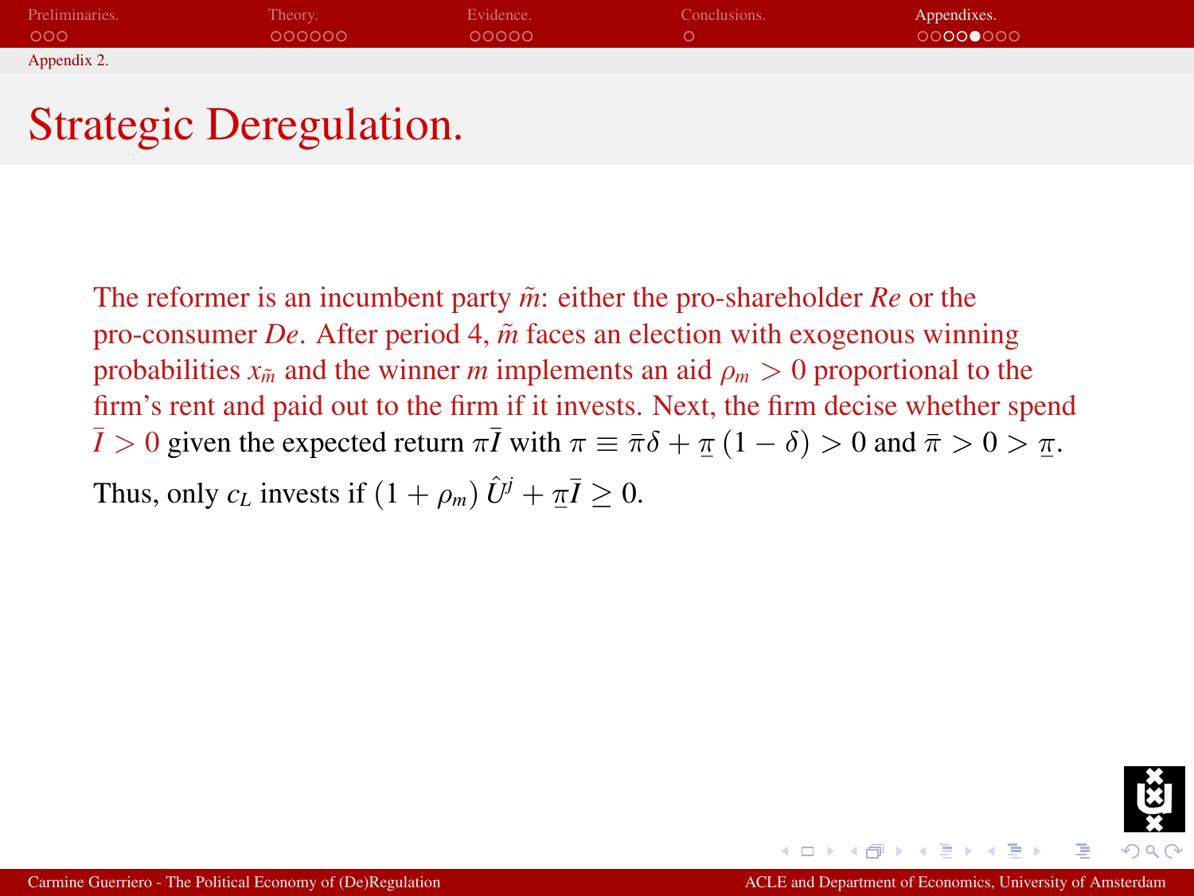Appendix 2.

# Strategic Deregulation.

The reformer is an incumbent party $\tilde{m}$: either the pro-shareholder *Re* or the pro-consumer *De*. After period 4, $\tilde{m}$ faces an election with exogenous winning probabilities $x_{\tilde{m}}$ and the winner $m$ implements an aid $\rho_m > 0$ proportional to the firm's rent and paid out to the firm if it invests. Next, the firm decise whether spend $\bar{I} > 0$ given the expected return $\pi\bar{I}$ with $\pi \equiv \bar{\pi}\delta + \underline{\pi}(1-\delta) > 0$ and $\bar{\pi} > 0 > \underline{\pi}$.

Thus, only $c_L$ invests if $(1+\rho_m)\,\hat{U}^j + \underline{\pi}\bar{I} \geq 0$.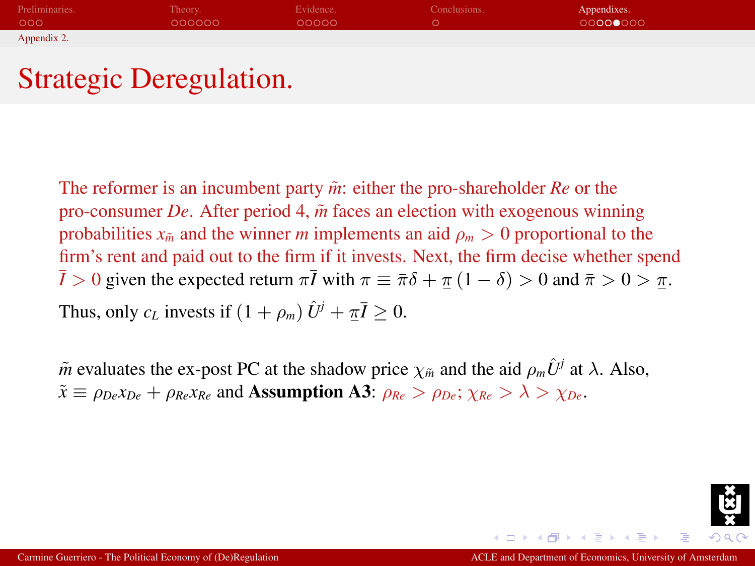Appendix 2.

# Strategic Deregulation.

The reformer is an incumbent party $\tilde{m}$: either the pro-shareholder *Re* or the pro-consumer *De*. After period 4, $\tilde{m}$ faces an election with exogenous winning probabilities $x_{\tilde{m}}$ and the winner $m$ implements an aid $\rho_m > 0$ proportional to the firm's rent and paid out to the firm if it invests. Next, the firm decise whether spend $\bar{I} > 0$ given the expected return $\pi\bar{I}$ with $\pi \equiv \bar{\pi}\delta + \underline{\pi}(1-\delta) > 0$ and $\bar{\pi} > 0 > \underline{\pi}$.

Thus, only $c_L$ invests if $(1+\rho_m)\hat{U}^j + \underline{\pi}\bar{I} \geq 0$.

$\tilde{m}$ evaluates the ex-post PC at the shadow price $\chi_{\tilde{m}}$ and the aid $\rho_m \hat{U}^j$ at $\lambda$. Also, $\tilde{x} \equiv \rho_{De}x_{De} + \rho_{Re}x_{Re}$ and **Assumption A3**: $\rho_{Re} > \rho_{De}$; $\chi_{Re} > \lambda > \chi_{De}$.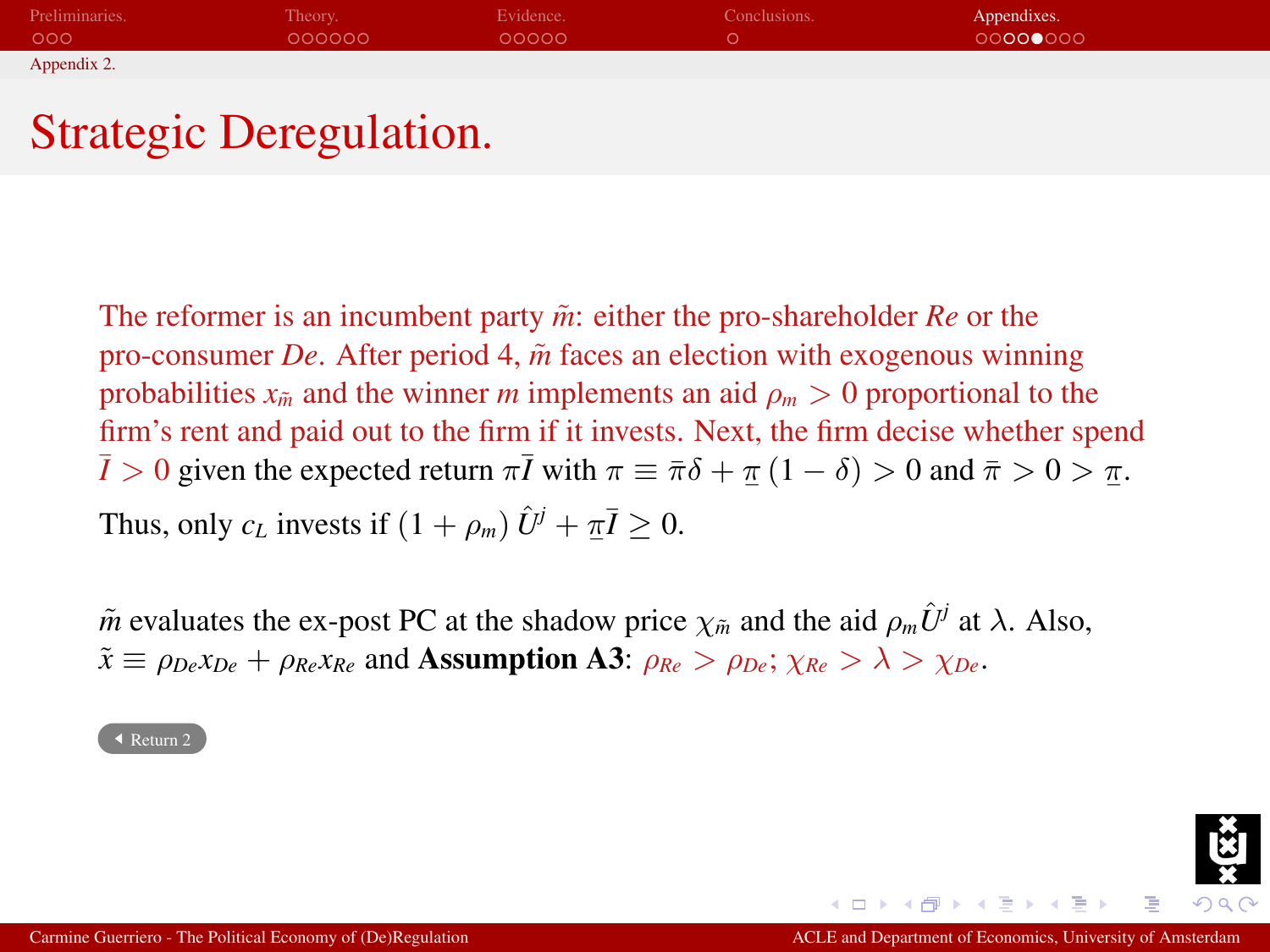Appendix 2.

# Strategic Deregulation.

The reformer is an incumbent party $\tilde{m}$: either the pro-shareholder *Re* or the pro-consumer *De*. After period 4, $\tilde{m}$ faces an election with exogenous winning probabilities $x_{\tilde{m}}$ and the winner $m$ implements an aid $\rho_m > 0$ proportional to the firm's rent and paid out to the firm if it invests. Next, the firm decise whether spend $\bar{I} > 0$ given the expected return $\pi\bar{I}$ with $\pi \equiv \bar{\pi}\delta + \underline{\pi}(1-\delta) > 0$ and $\bar{\pi} > 0 > \underline{\pi}$.

Thus, only $c_L$ invests if $(1+\rho_m)\hat{U}^j + \underline{\pi}\bar{I} \geq 0$.

$\tilde{m}$ evaluates the ex-post PC at the shadow price $\chi_{\tilde{m}}$ and the aid $\rho_m \hat{U}^j$ at $\lambda$. Also, $\tilde{x} \equiv \rho_{De}x_{De} + \rho_{Re}x_{Re}$ and **Assumption A3**: $\rho_{Re} > \rho_{De}$; $\chi_{Re} > \lambda > \chi_{De}$.

Return 2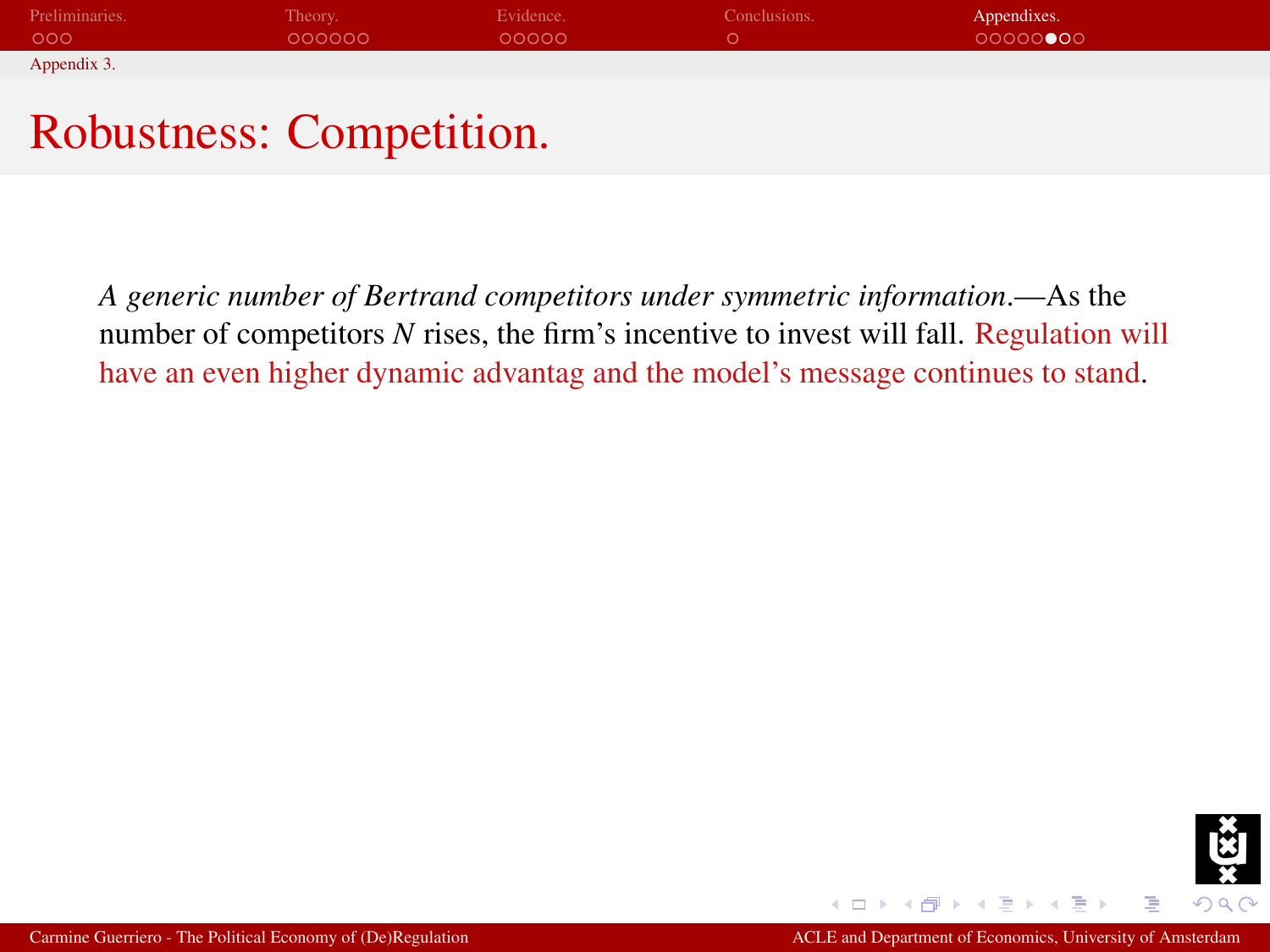# Robustness: Competition.

*A generic number of Bertrand competitors under symmetric information.*—As the number of competitors $N$ rises, the firm's incentive to invest will fall. Regulation will have an even higher dynamic advantag and the model's message continues to stand.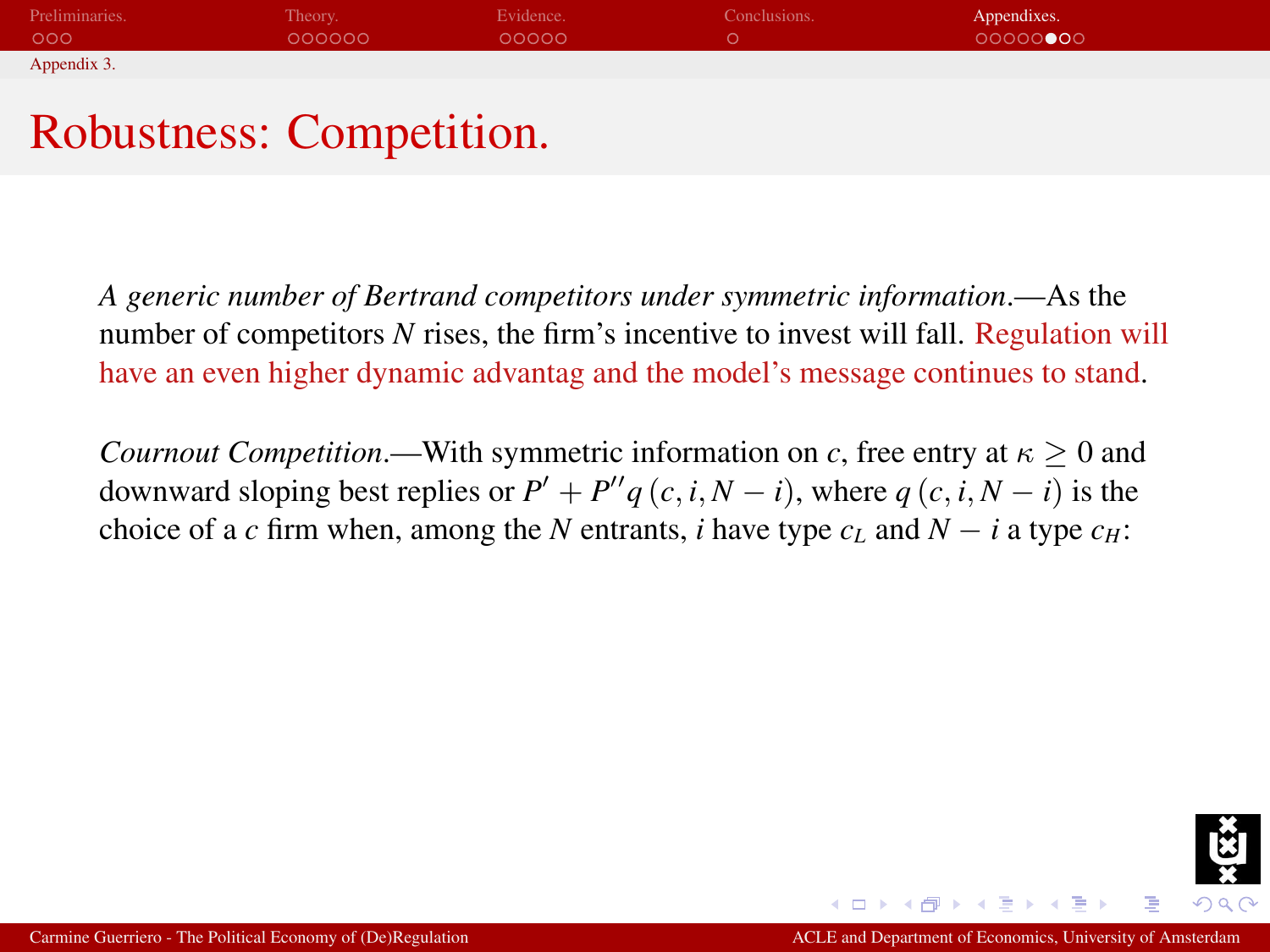## Robustness: Competition.

*A generic number of Bertrand competitors under symmetric information*.—As the number of competitors $N$ rises, the firm's incentive to invest will fall. Regulation will have an even higher dynamic advantag and the model's message continues to stand.

*Cournout Competition*.—With symmetric information on $c$, free entry at $\kappa \geq 0$ and downward sloping best replies or $P' + P'' q\left(c, i, N-i\right)$, where $q\left(c, i, N-i\right)$ is the choice of a $c$ firm when, among the $N$ entrants, $i$ have type $c_L$ and $N-i$ a type $c_H$: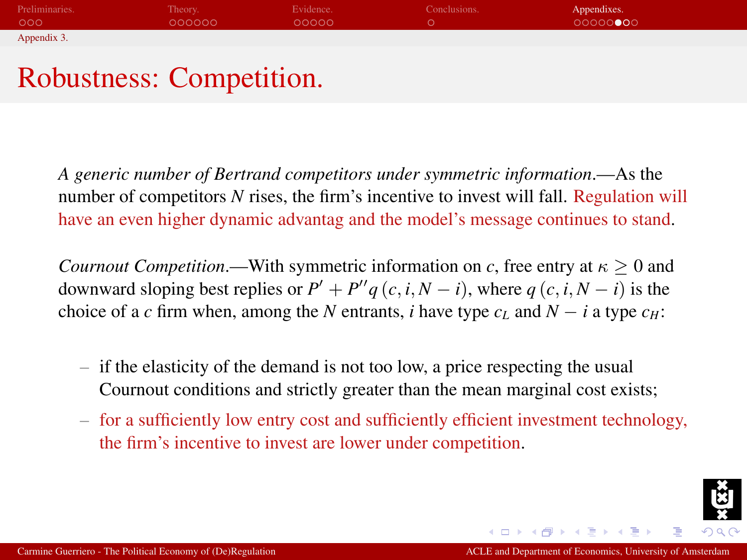# Robustness: Competition.

*A generic number of Bertrand competitors under symmetric information.*—As the number of competitors $N$ rises, the firm's incentive to invest will fall. Regulation will have an even higher dynamic advantag and the model's message continues to stand.

*Cournout Competition.*—With symmetric information on $c$, free entry at $\kappa \geq 0$ and downward sloping best replies or $P' + P''q(c, i, N-i)$, where $q(c, i, N-i)$ is the choice of a $c$ firm when, among the $N$ entrants, $i$ have type $c_L$ and $N-i$ a type $c_H$:

- if the elasticity of the demand is not too low, a price respecting the usual Cournout conditions and strictly greater than the mean marginal cost exists;
- for a sufficiently low entry cost and sufficiently efficient investment technology, the firm's incentive to invest are lower under competition.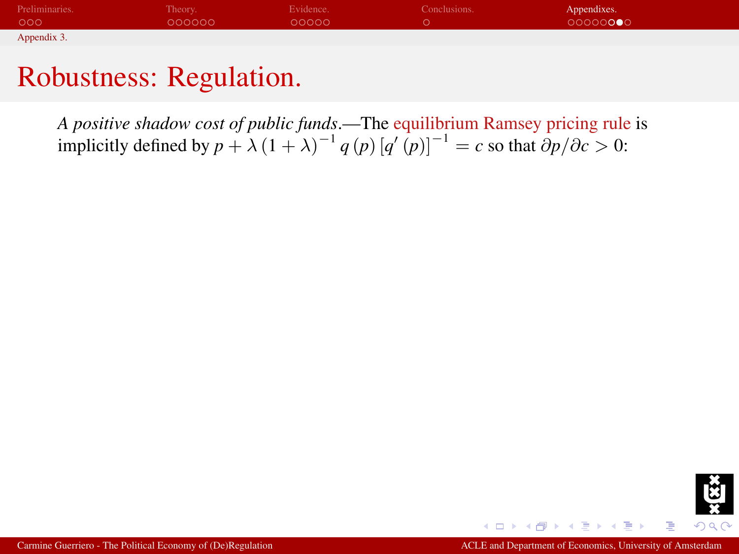# Robustness: Regulation.

*A positive shadow cost of public funds*.—The equilibrium Ramsey pricing rule is implicitly defined by $p + \lambda (1 + \lambda)^{-1} q(p) [q'(p)]^{-1} = c$ so that $\partial p / \partial c > 0$: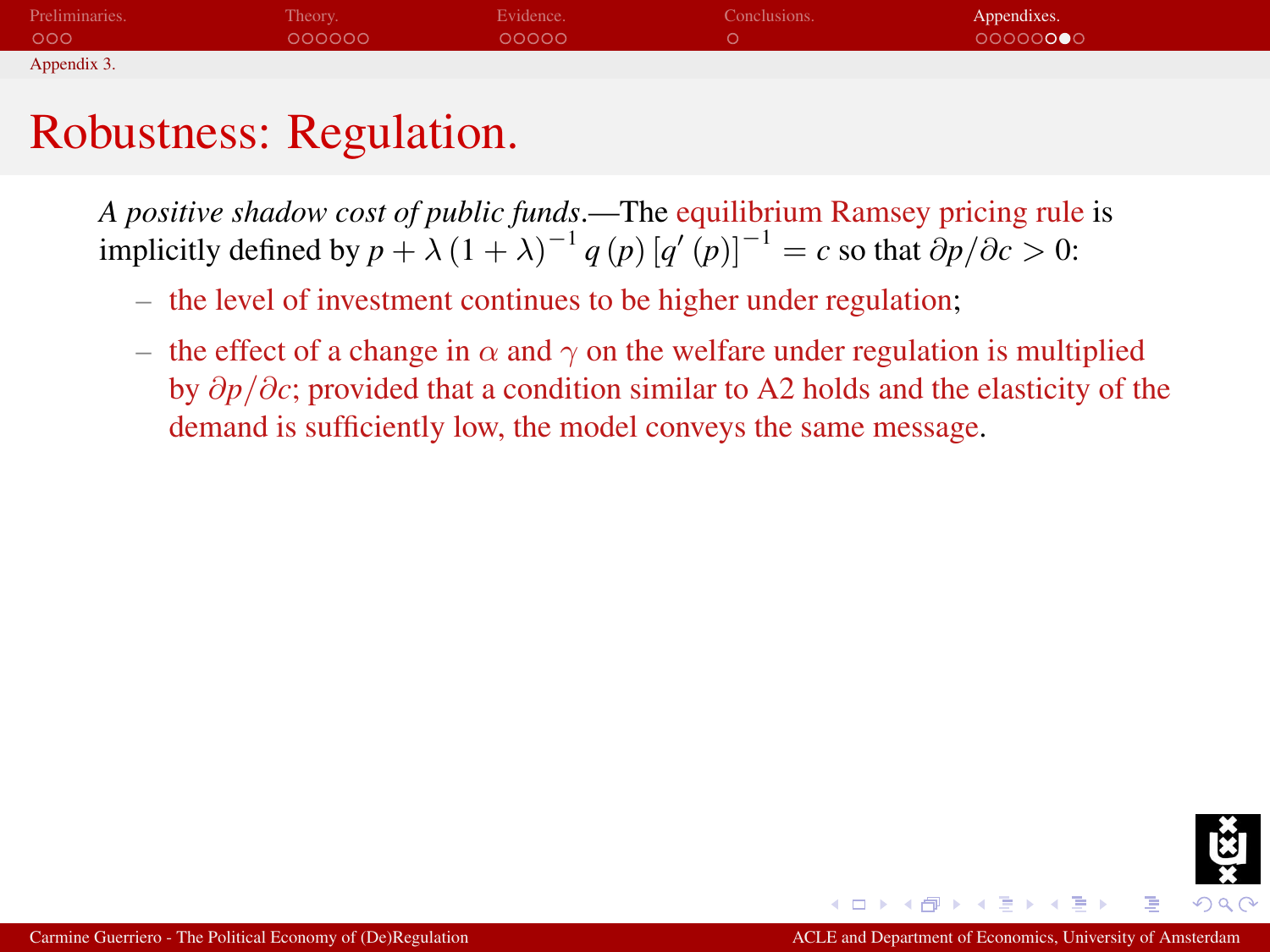## Robustness: Regulation.

*A positive shadow cost of public funds*.—The equilibrium Ramsey pricing rule is implicitly defined by $p + \lambda (1 + \lambda)^{-1} q(p) [q'(p)]^{-1} = c$ so that $\partial p / \partial c > 0$:

- the level of investment continues to be higher under regulation;
- the effect of a change in $\alpha$ and $\gamma$ on the welfare under regulation is multiplied by $\partial p / \partial c$; provided that a condition similar to A2 holds and the elasticity of the demand is sufficiently low, the model conveys the same message.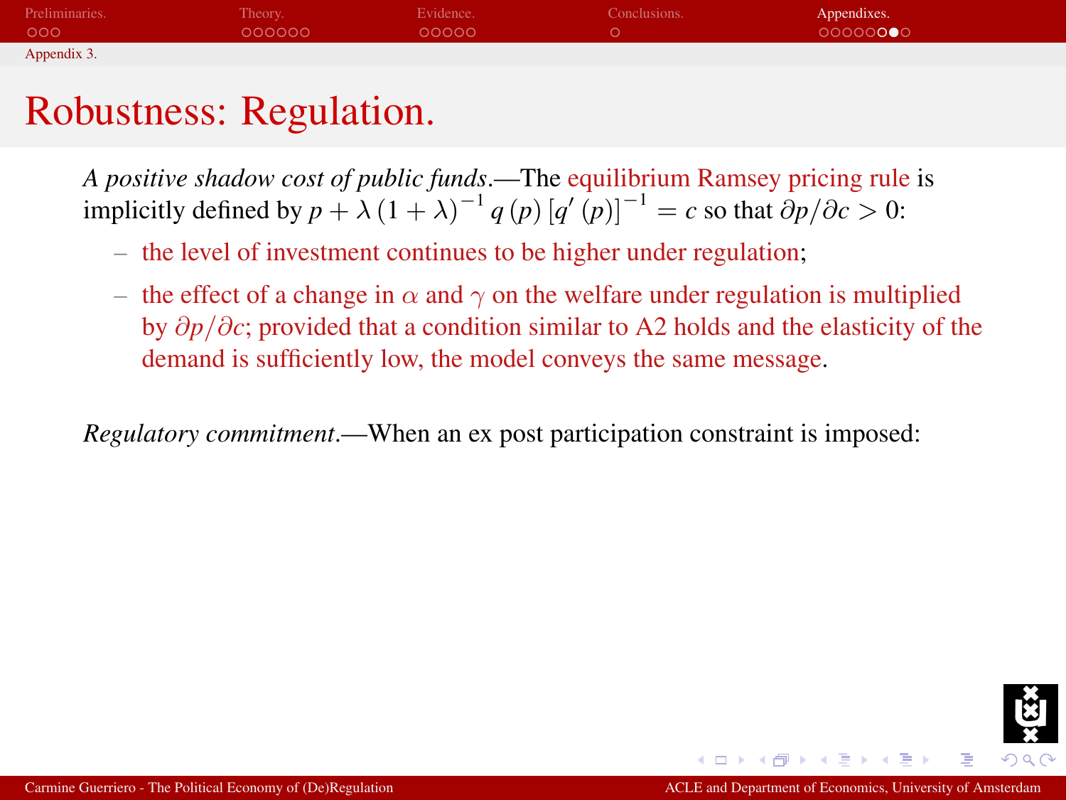# Robustness: Regulation.

*A positive shadow cost of public funds*.—The equilibrium Ramsey pricing rule is implicitly defined by $p + \lambda \left(1 + \lambda\right)^{-1} q\left(p\right) \left[q'\left(p\right)\right]^{-1} = c$ so that $\partial p / \partial c > 0$:

- the level of investment continues to be higher under regulation;
- the effect of a change in $\alpha$ and $\gamma$ on the welfare under regulation is multiplied by $\partial p / \partial c$; provided that a condition similar to A2 holds and the elasticity of the demand is sufficiently low, the model conveys the same message.

*Regulatory commitment*.—When an ex post participation constraint is imposed: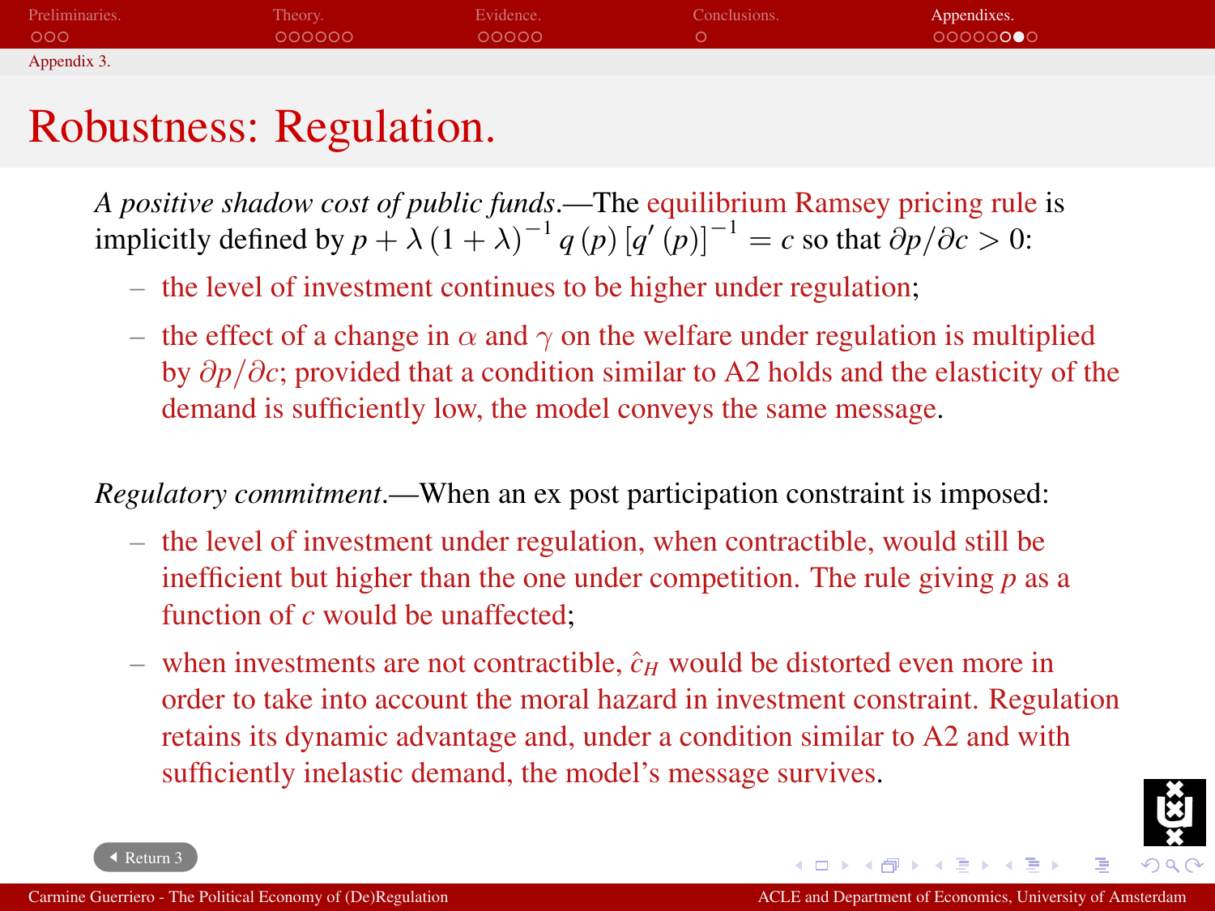# Robustness: Regulation.

*A positive shadow cost of public funds*.—The equilibrium Ramsey pricing rule is implicitly defined by $p + \lambda (1 + \lambda)^{-1} q(p) [q'(p)]^{-1} = c$ so that $\partial p / \partial c > 0$:

- the level of investment continues to be higher under regulation;
- the effect of a change in $\alpha$ and $\gamma$ on the welfare under regulation is multiplied by $\partial p / \partial c$; provided that a condition similar to A2 holds and the elasticity of the demand is sufficiently low, the model conveys the same message.

*Regulatory commitment*.—When an ex post participation constraint is imposed:

- the level of investment under regulation, when contractible, would still be inefficient but higher than the one under competition. The rule giving $p$ as a function of $c$ would be unaffected;
- when investments are not contractible, $\hat{c}_H$ would be distorted even more in order to take into account the moral hazard in investment constraint. Regulation retains its dynamic advantage and, under a condition similar to A2 and with sufficiently inelastic demand, the model's message survives.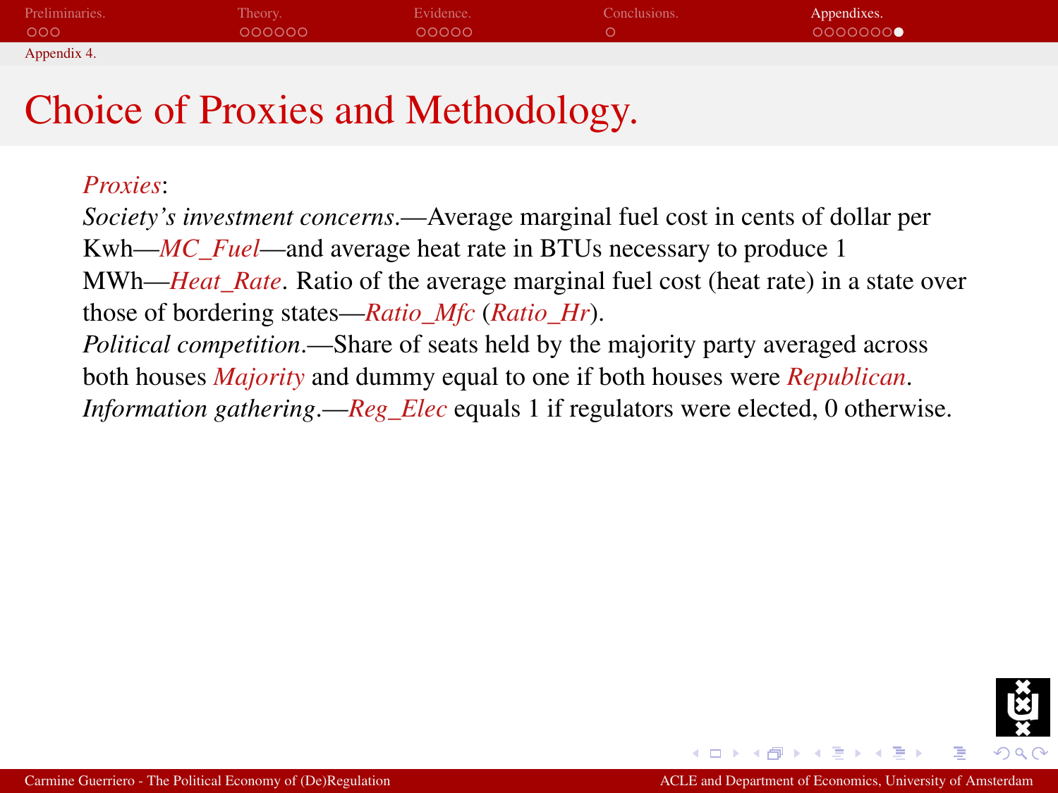Appendix 4.

# Choice of Proxies and Methodology.

*Proxies*:

*Society's investment concerns*.—Average marginal fuel cost in cents of dollar per Kwh—*MC_Fuel*—and average heat rate in BTUs necessary to produce 1 MWh—*Heat_Rate*. Ratio of the average marginal fuel cost (heat rate) in a state over those of bordering states—*Ratio_Mfc* (*Ratio_Hr*).

*Political competition*.—Share of seats held by the majority party averaged across both houses *Majority* and dummy equal to one if both houses were *Republican*.

*Information gathering*.—*Reg_Elec* equals 1 if regulators were elected, 0 otherwise.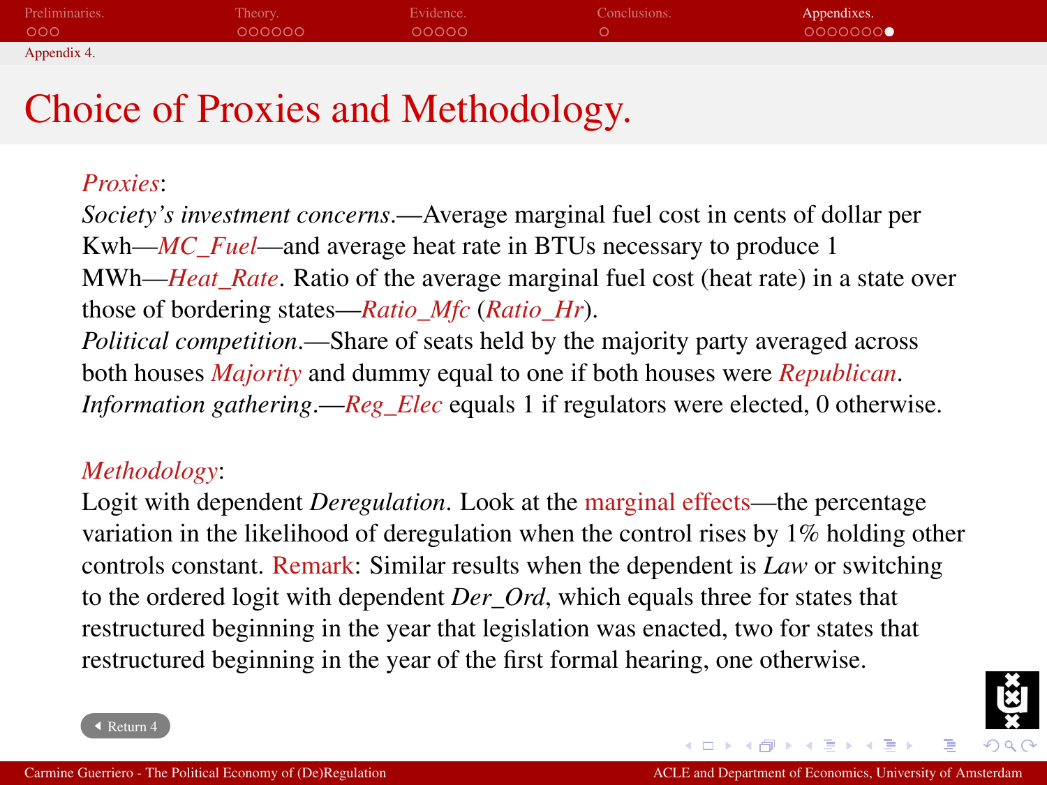# Choice of Proxies and Methodology.

*Proxies*:

*Society's investment concerns*.—Average marginal fuel cost in cents of dollar per Kwh—*MC_Fuel*—and average heat rate in BTUs necessary to produce 1 MWh—*Heat_Rate*. Ratio of the average marginal fuel cost (heat rate) in a state over those of bordering states—*Ratio_Mfc* (*Ratio_Hr*).

*Political competition*.—Share of seats held by the majority party averaged across both houses *Majority* and dummy equal to one if both houses were *Republican*.

*Information gathering*.—*Reg_Elec* equals 1 if regulators were elected, 0 otherwise.

*Methodology*:

Logit with dependent *Deregulation*. Look at the marginal effects—the percentage variation in the likelihood of deregulation when the control rises by 1% holding other controls constant. Remark: Similar results when the dependent is *Law* or switching to the ordered logit with dependent *Der_Ord*, which equals three for states that restructured beginning in the year that legislation was enacted, two for states that restructured beginning in the year of the first formal hearing, one otherwise.

Return 4